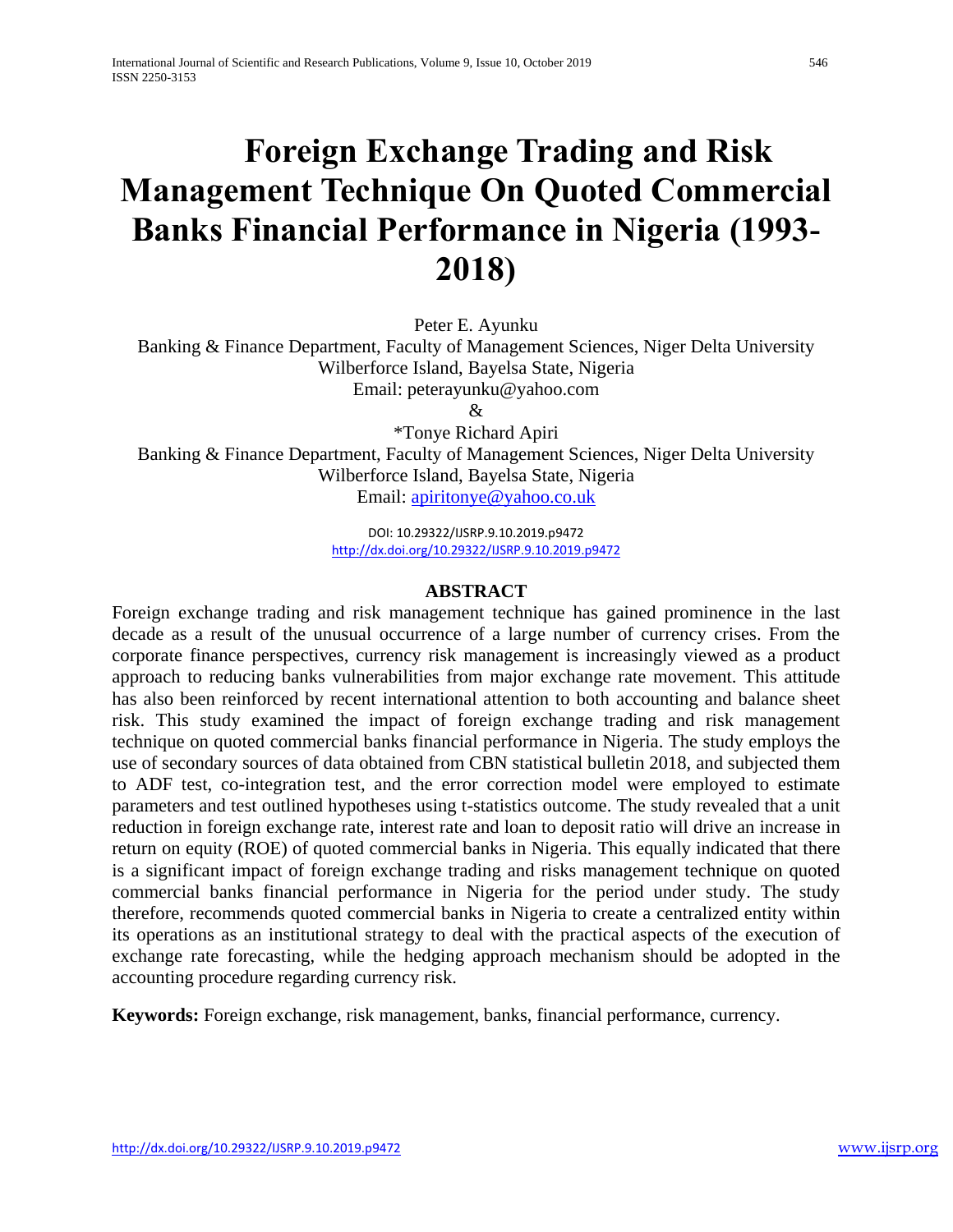# Foreign Exchange Trading and Risk Management Technique On Quoted Commercial Banks Financial Performance in Nigeria (1993-2018)

Peter E. Ayunku

Banking & Finance Department, Faculty of Management Sciences, Niger Delta University Wilberforce Island, Bayelsa State, Nigeria

Email: peterayunku@yahoo.com

&

*Tonye Richard Apiri

Banking & Finance Department, Faculty of Management Sciences, Niger Delta University Wilberforce Island, Bayelsa State, Nigeria

Email: apiritonye@yahoo.co.uk

DOI: 10.29322/IJSRP.9.10.2019.p9472

http://dx.doi.org/10.29322/IJSRP.9.10.2019.p9472

## ABSTRACT

Foreign exchange trading and risk management technique has gained prominence in the last decade as a result of the unusual occurrence of a large number of currency crises. From the corporate finance perspectives, currency risk management is increasingly viewed as a product approach to reducing banks vulnerabilities from major exchange rate movement. This attitude has also been reinforced by recent international attention to both accounting and balance sheet risk. This study examined the impact of foreign exchange trading and risk management technique on quoted commercial banks financial performance in Nigeria. The study employs the use of secondary sources of data obtained from CBN statistical bulletin 2018, and subjected them to ADF test, co-integration test, and the error correction model were employed to estimate parameters and test outlined hypotheses using t-statistics outcome. The study revealed that a unit reduction in foreign exchange rate, interest rate and loan to deposit ratio will drive an increase in return on equity (ROE) of quoted commercial banks in Nigeria. This equally indicated that there is a significant impact of foreign exchange trading and risks management technique on quoted commercial banks financial performance in Nigeria for the period under study. The study therefore, recommends quoted commercial banks in Nigeria to create a centralized entity within its operations as an institutional strategy to deal with the practical aspects of the execution of exchange rate forecasting, while the hedging approach mechanism should be adopted in the accounting procedure regarding currency risk.

**Keywords:** Foreign exchange, risk management, banks, financial performance, currency.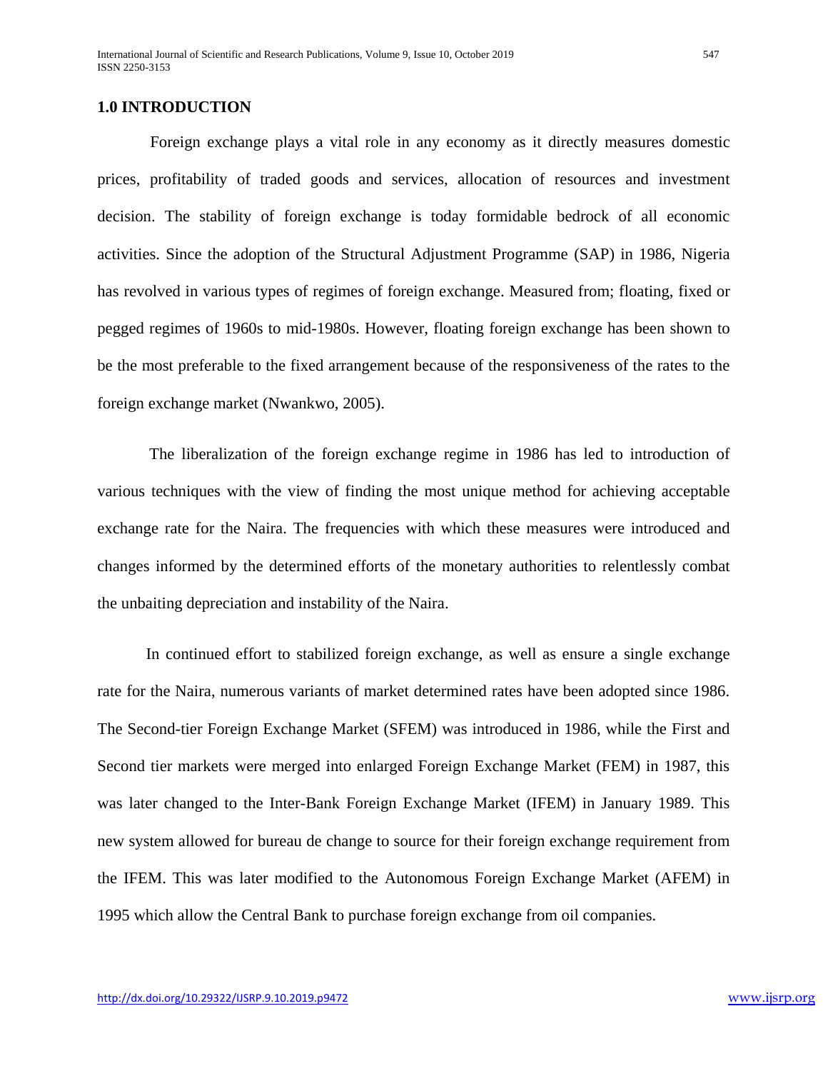## 1.0 INTRODUCTION

Foreign exchange plays a vital role in any economy as it directly measures domestic prices, profitability of traded goods and services, allocation of resources and investment decision. The stability of foreign exchange is today formidable bedrock of all economic activities. Since the adoption of the Structural Adjustment Programme (SAP) in 1986, Nigeria has revolved in various types of regimes of foreign exchange. Measured from; floating, fixed or pegged regimes of 1960s to mid-1980s. However, floating foreign exchange has been shown to be the most preferable to the fixed arrangement because of the responsiveness of the rates to the foreign exchange market (Nwankwo, 2005).

The liberalization of the foreign exchange regime in 1986 has led to introduction of various techniques with the view of finding the most unique method for achieving acceptable exchange rate for the Naira. The frequencies with which these measures were introduced and changes informed by the determined efforts of the monetary authorities to relentlessly combat the unbaiting depreciation and instability of the Naira.

In continued effort to stabilized foreign exchange, as well as ensure a single exchange rate for the Naira, numerous variants of market determined rates have been adopted since 1986. The Second-tier Foreign Exchange Market (SFEM) was introduced in 1986, while the First and Second tier markets were merged into enlarged Foreign Exchange Market (FEM) in 1987, this was later changed to the Inter-Bank Foreign Exchange Market (IFEM) in January 1989. This new system allowed for bureau de change to source for their foreign exchange requirement from the IFEM. This was later modified to the Autonomous Foreign Exchange Market (AFEM) in 1995 which allow the Central Bank to purchase foreign exchange from oil companies.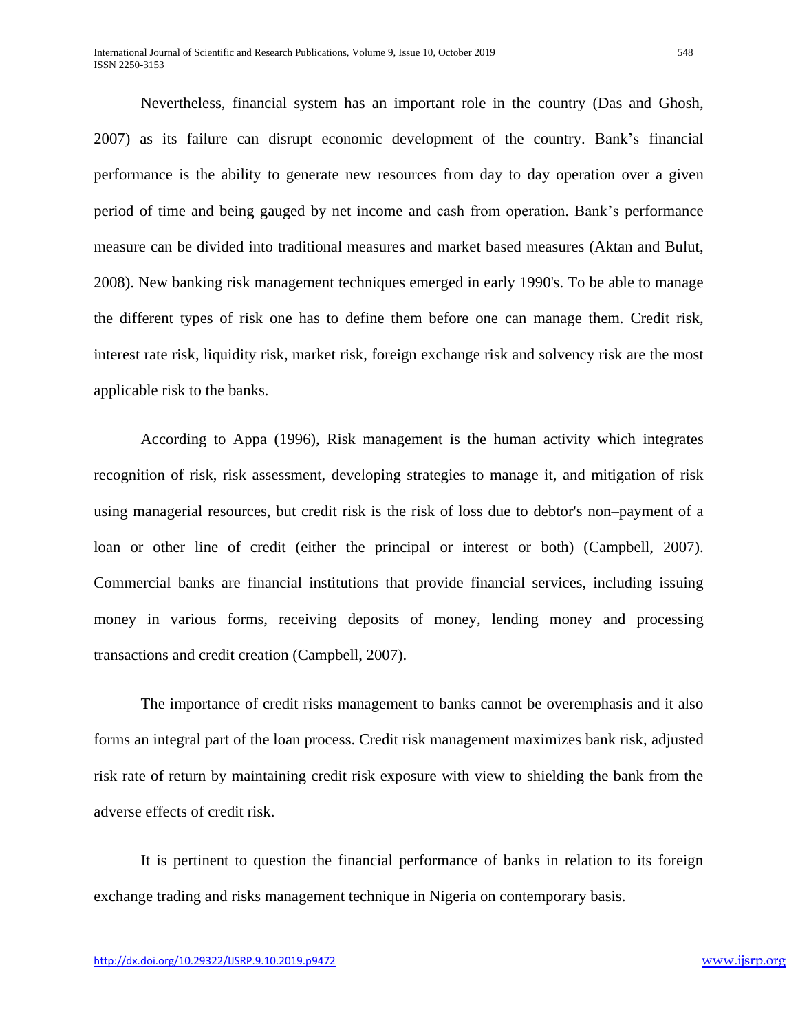Nevertheless, financial system has an important role in the country (Das and Ghosh, 2007) as its failure can disrupt economic development of the country. Bank's financial performance is the ability to generate new resources from day to day operation over a given period of time and being gauged by net income and cash from operation. Bank's performance measure can be divided into traditional measures and market based measures (Aktan and Bulut, 2008). New banking risk management techniques emerged in early 1990's. To be able to manage the different types of risk one has to define them before one can manage them. Credit risk, interest rate risk, liquidity risk, market risk, foreign exchange risk and solvency risk are the most applicable risk to the banks.

According to Appa (1996), Risk management is the human activity which integrates recognition of risk, risk assessment, developing strategies to manage it, and mitigation of risk using managerial resources, but credit risk is the risk of loss due to debtor's non–payment of a loan or other line of credit (either the principal or interest or both) (Campbell, 2007). Commercial banks are financial institutions that provide financial services, including issuing money in various forms, receiving deposits of money, lending money and processing transactions and credit creation (Campbell, 2007).

The importance of credit risks management to banks cannot be overemphasis and it also forms an integral part of the loan process. Credit risk management maximizes bank risk, adjusted risk rate of return by maintaining credit risk exposure with view to shielding the bank from the adverse effects of credit risk.

It is pertinent to question the financial performance of banks in relation to its foreign exchange trading and risks management technique in Nigeria on contemporary basis.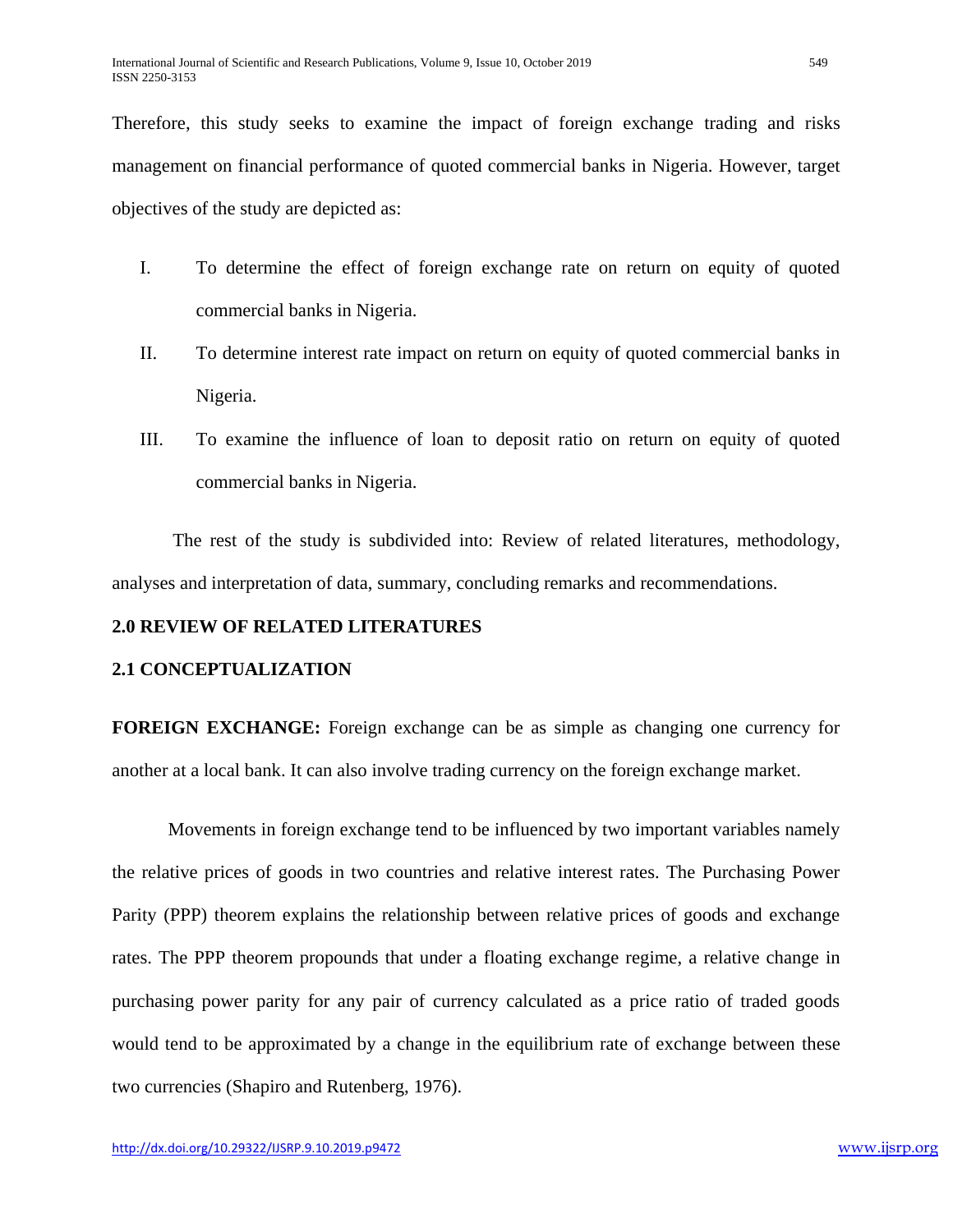Therefore, this study seeks to examine the impact of foreign exchange trading and risks management on financial performance of quoted commercial banks in Nigeria. However, target objectives of the study are depicted as:

I. To determine the effect of foreign exchange rate on return on equity of quoted commercial banks in Nigeria.

II. To determine interest rate impact on return on equity of quoted commercial banks in Nigeria.

III. To examine the influence of loan to deposit ratio on return on equity of quoted commercial banks in Nigeria.

The rest of the study is subdivided into: Review of related literatures, methodology, analyses and interpretation of data, summary, concluding remarks and recommendations.

## 2.0 REVIEW OF RELATED LITERATURES

### 2.1 CONCEPTUALIZATION

**FOREIGN EXCHANGE:** Foreign exchange can be as simple as changing one currency for another at a local bank. It can also involve trading currency on the foreign exchange market.

Movements in foreign exchange tend to be influenced by two important variables namely the relative prices of goods in two countries and relative interest rates. The Purchasing Power Parity (PPP) theorem explains the relationship between relative prices of goods and exchange rates. The PPP theorem propounds that under a floating exchange regime, a relative change in purchasing power parity for any pair of currency calculated as a price ratio of traded goods would tend to be approximated by a change in the equilibrium rate of exchange between these two currencies (Shapiro and Rutenberg, 1976).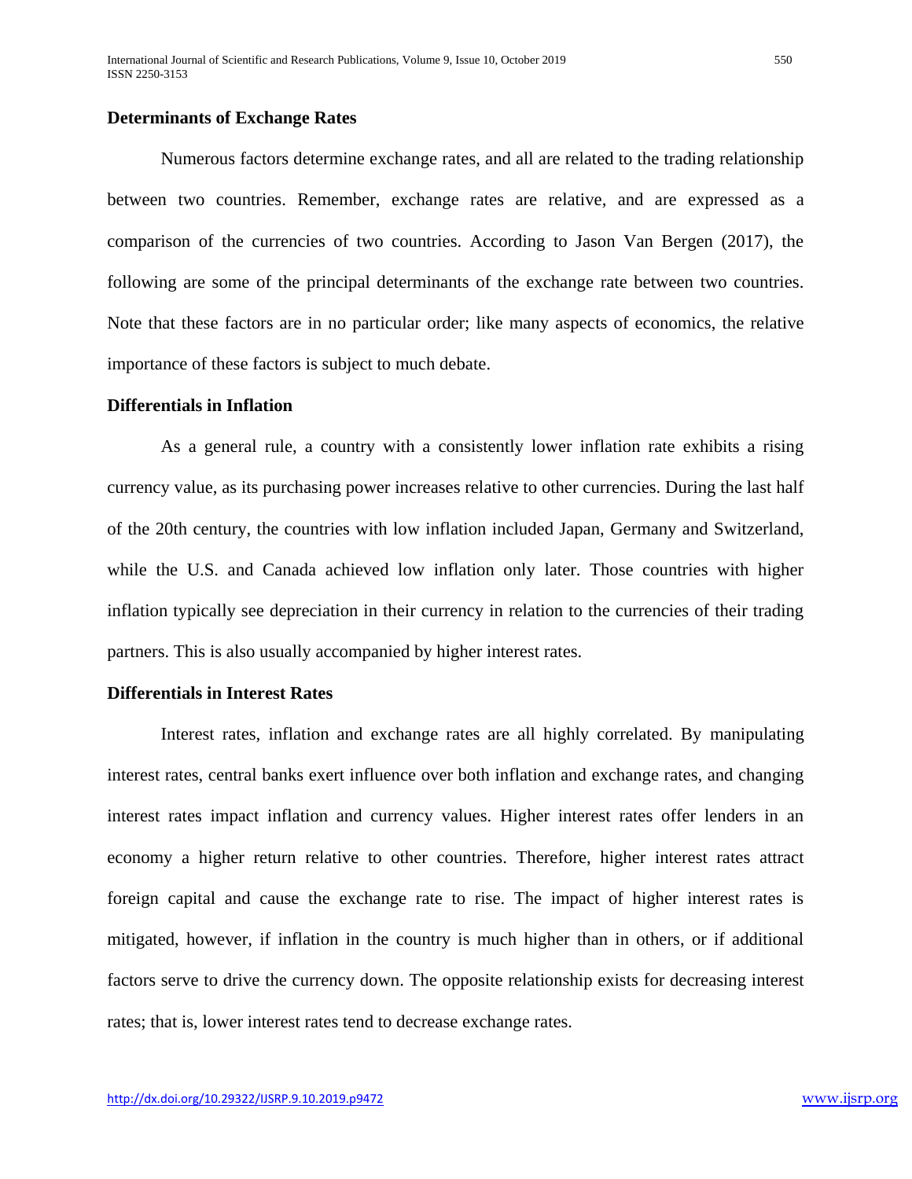## Determinants of Exchange Rates

Numerous factors determine exchange rates, and all are related to the trading relationship between two countries. Remember, exchange rates are relative, and are expressed as a comparison of the currencies of two countries. According to Jason Van Bergen (2017), the following are some of the principal determinants of the exchange rate between two countries. Note that these factors are in no particular order; like many aspects of economics, the relative importance of these factors is subject to much debate.

## Differentials in Inflation

As a general rule, a country with a consistently lower inflation rate exhibits a rising currency value, as its purchasing power increases relative to other currencies. During the last half of the 20th century, the countries with low inflation included Japan, Germany and Switzerland, while the U.S. and Canada achieved low inflation only later. Those countries with higher inflation typically see depreciation in their currency in relation to the currencies of their trading partners. This is also usually accompanied by higher interest rates.

## Differentials in Interest Rates

Interest rates, inflation and exchange rates are all highly correlated. By manipulating interest rates, central banks exert influence over both inflation and exchange rates, and changing interest rates impact inflation and currency values. Higher interest rates offer lenders in an economy a higher return relative to other countries. Therefore, higher interest rates attract foreign capital and cause the exchange rate to rise. The impact of higher interest rates is mitigated, however, if inflation in the country is much higher than in others, or if additional factors serve to drive the currency down. The opposite relationship exists for decreasing interest rates; that is, lower interest rates tend to decrease exchange rates.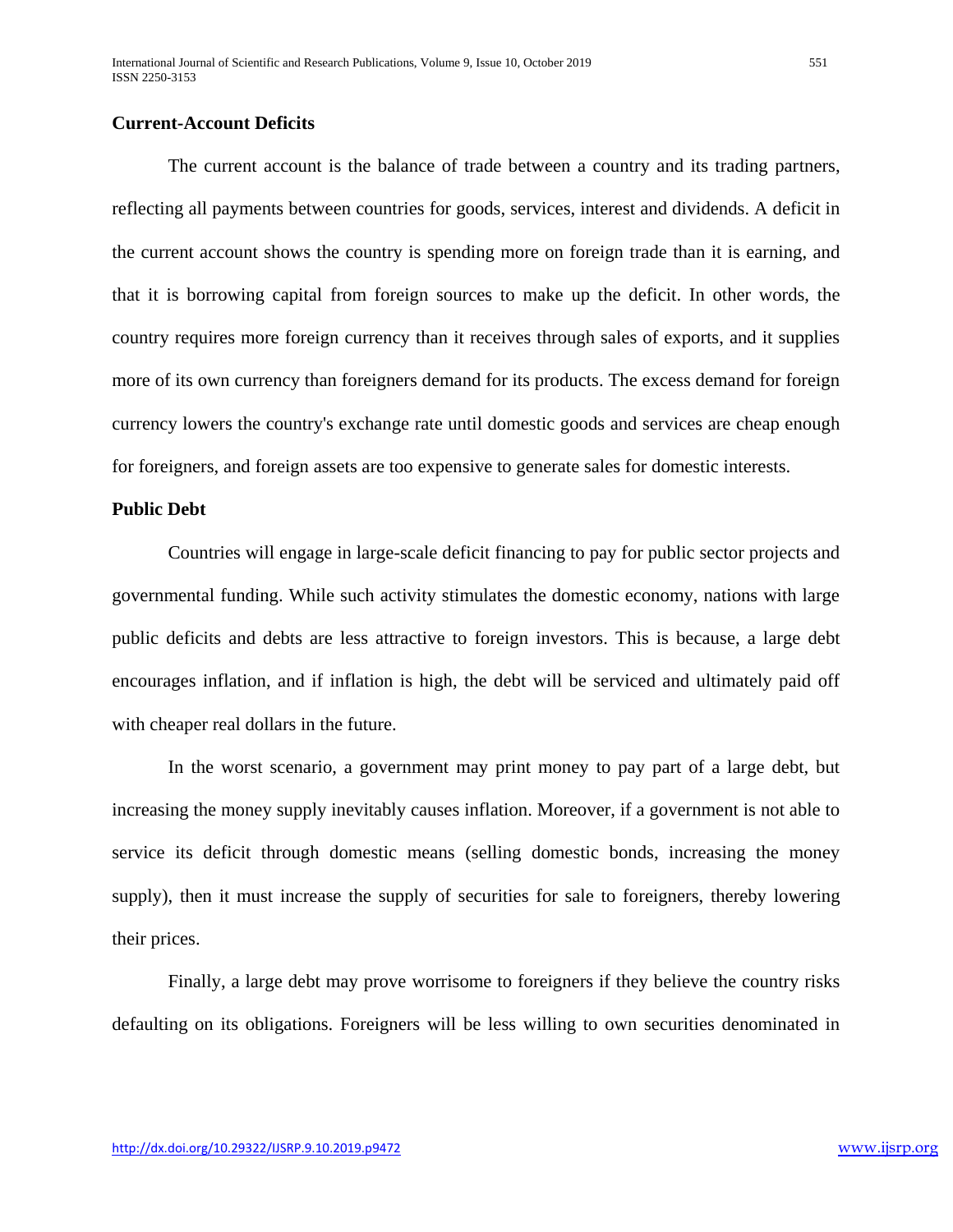## Current-Account Deficits

The current account is the balance of trade between a country and its trading partners, reflecting all payments between countries for goods, services, interest and dividends. A deficit in the current account shows the country is spending more on foreign trade than it is earning, and that it is borrowing capital from foreign sources to make up the deficit. In other words, the country requires more foreign currency than it receives through sales of exports, and it supplies more of its own currency than foreigners demand for its products. The excess demand for foreign currency lowers the country's exchange rate until domestic goods and services are cheap enough for foreigners, and foreign assets are too expensive to generate sales for domestic interests.

## Public Debt

Countries will engage in large-scale deficit financing to pay for public sector projects and governmental funding. While such activity stimulates the domestic economy, nations with large public deficits and debts are less attractive to foreign investors. This is because, a large debt encourages inflation, and if inflation is high, the debt will be serviced and ultimately paid off with cheaper real dollars in the future.

In the worst scenario, a government may print money to pay part of a large debt, but increasing the money supply inevitably causes inflation. Moreover, if a government is not able to service its deficit through domestic means (selling domestic bonds, increasing the money supply), then it must increase the supply of securities for sale to foreigners, thereby lowering their prices.

Finally, a large debt may prove worrisome to foreigners if they believe the country risks defaulting on its obligations. Foreigners will be less willing to own securities denominated in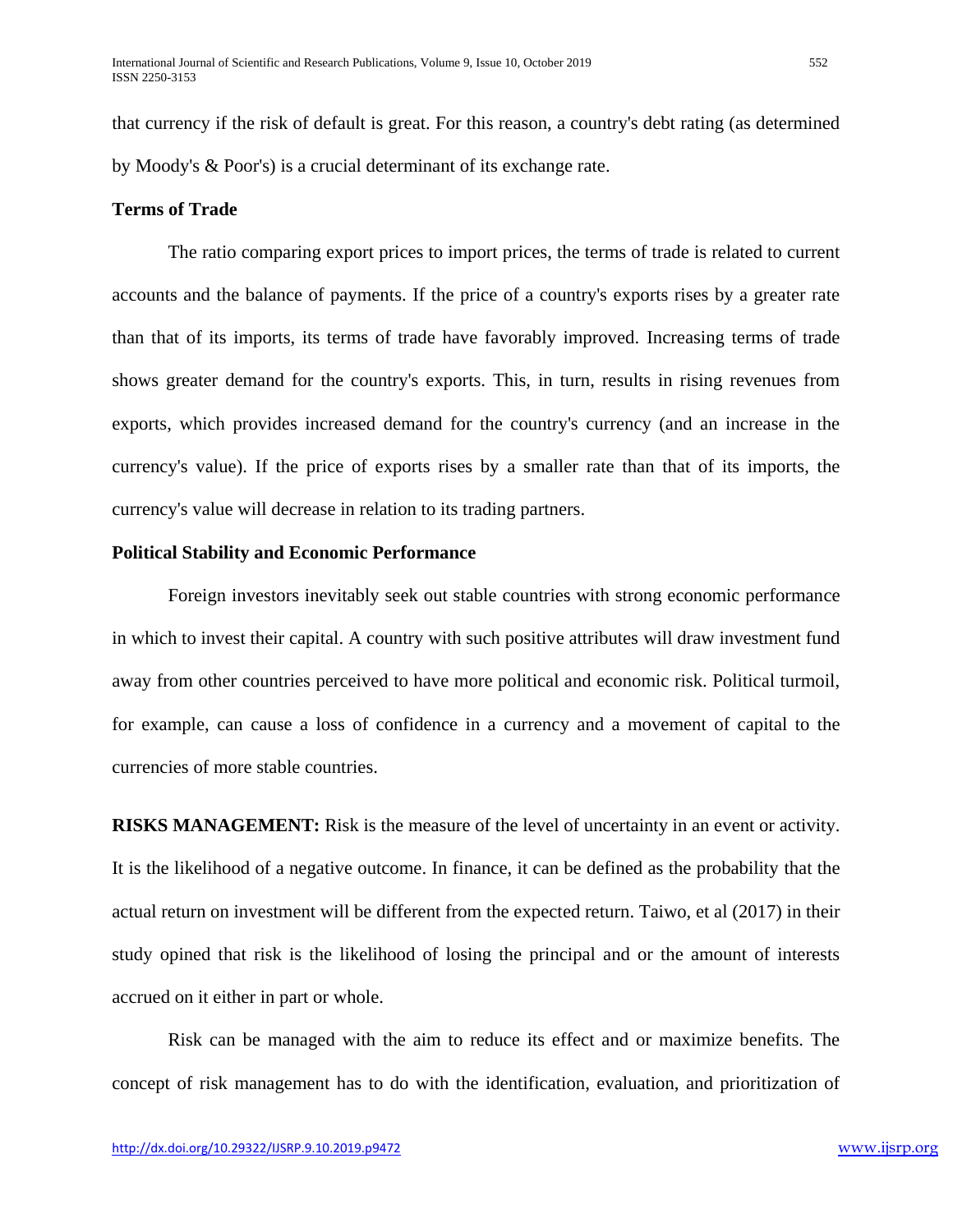that currency if the risk of default is great. For this reason, a country's debt rating (as determined by Moody's & Poor's) is a crucial determinant of its exchange rate.

**Terms of Trade**

The ratio comparing export prices to import prices, the terms of trade is related to current accounts and the balance of payments. If the price of a country's exports rises by a greater rate than that of its imports, its terms of trade have favorably improved. Increasing terms of trade shows greater demand for the country's exports. This, in turn, results in rising revenues from exports, which provides increased demand for the country's currency (and an increase in the currency's value). If the price of exports rises by a smaller rate than that of its imports, the currency's value will decrease in relation to its trading partners.

**Political Stability and Economic Performance**

Foreign investors inevitably seek out stable countries with strong economic performance in which to invest their capital. A country with such positive attributes will draw investment fund away from other countries perceived to have more political and economic risk. Political turmoil, for example, can cause a loss of confidence in a currency and a movement of capital to the currencies of more stable countries.

**RISKS MANAGEMENT:** Risk is the measure of the level of uncertainty in an event or activity. It is the likelihood of a negative outcome. In finance, it can be defined as the probability that the actual return on investment will be different from the expected return. Taiwo, et al (2017) in their study opined that risk is the likelihood of losing the principal and or the amount of interests accrued on it either in part or whole.

Risk can be managed with the aim to reduce its effect and or maximize benefits. The concept of risk management has to do with the identification, evaluation, and prioritization of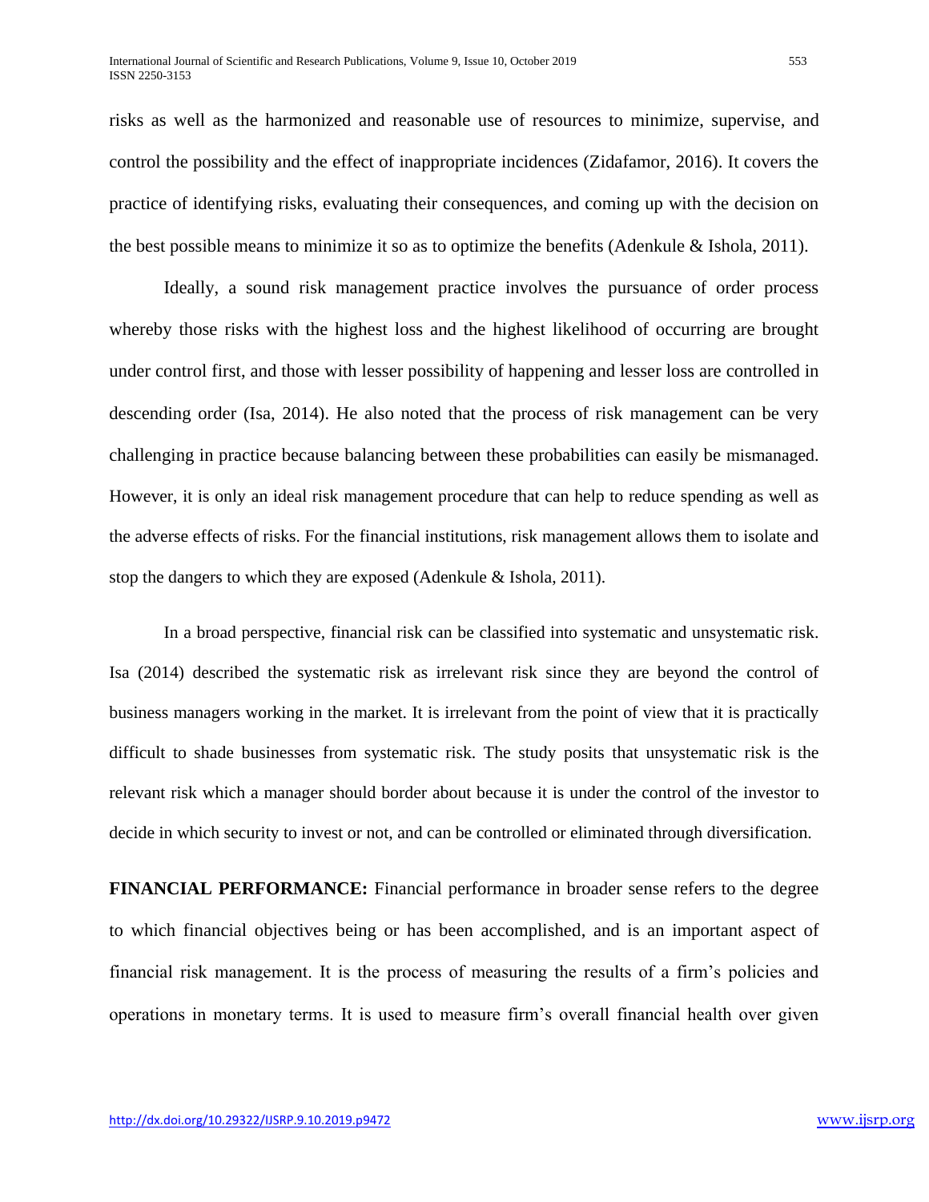risks as well as the harmonized and reasonable use of resources to minimize, supervise, and control the possibility and the effect of inappropriate incidences (Zidafamor, 2016). It covers the practice of identifying risks, evaluating their consequences, and coming up with the decision on the best possible means to minimize it so as to optimize the benefits (Adenkule & Ishola, 2011).

Ideally, a sound risk management practice involves the pursuance of order process whereby those risks with the highest loss and the highest likelihood of occurring are brought under control first, and those with lesser possibility of happening and lesser loss are controlled in descending order (Isa, 2014). He also noted that the process of risk management can be very challenging in practice because balancing between these probabilities can easily be mismanaged. However, it is only an ideal risk management procedure that can help to reduce spending as well as the adverse effects of risks. For the financial institutions, risk management allows them to isolate and stop the dangers to which they are exposed (Adenkule & Ishola, 2011).

In a broad perspective, financial risk can be classified into systematic and unsystematic risk. Isa (2014) described the systematic risk as irrelevant risk since they are beyond the control of business managers working in the market. It is irrelevant from the point of view that it is practically difficult to shade businesses from systematic risk. The study posits that unsystematic risk is the relevant risk which a manager should border about because it is under the control of the investor to decide in which security to invest or not, and can be controlled or eliminated through diversification.

**FINANCIAL PERFORMANCE:** Financial performance in broader sense refers to the degree to which financial objectives being or has been accomplished, and is an important aspect of financial risk management. It is the process of measuring the results of a firm's policies and operations in monetary terms. It is used to measure firm's overall financial health over given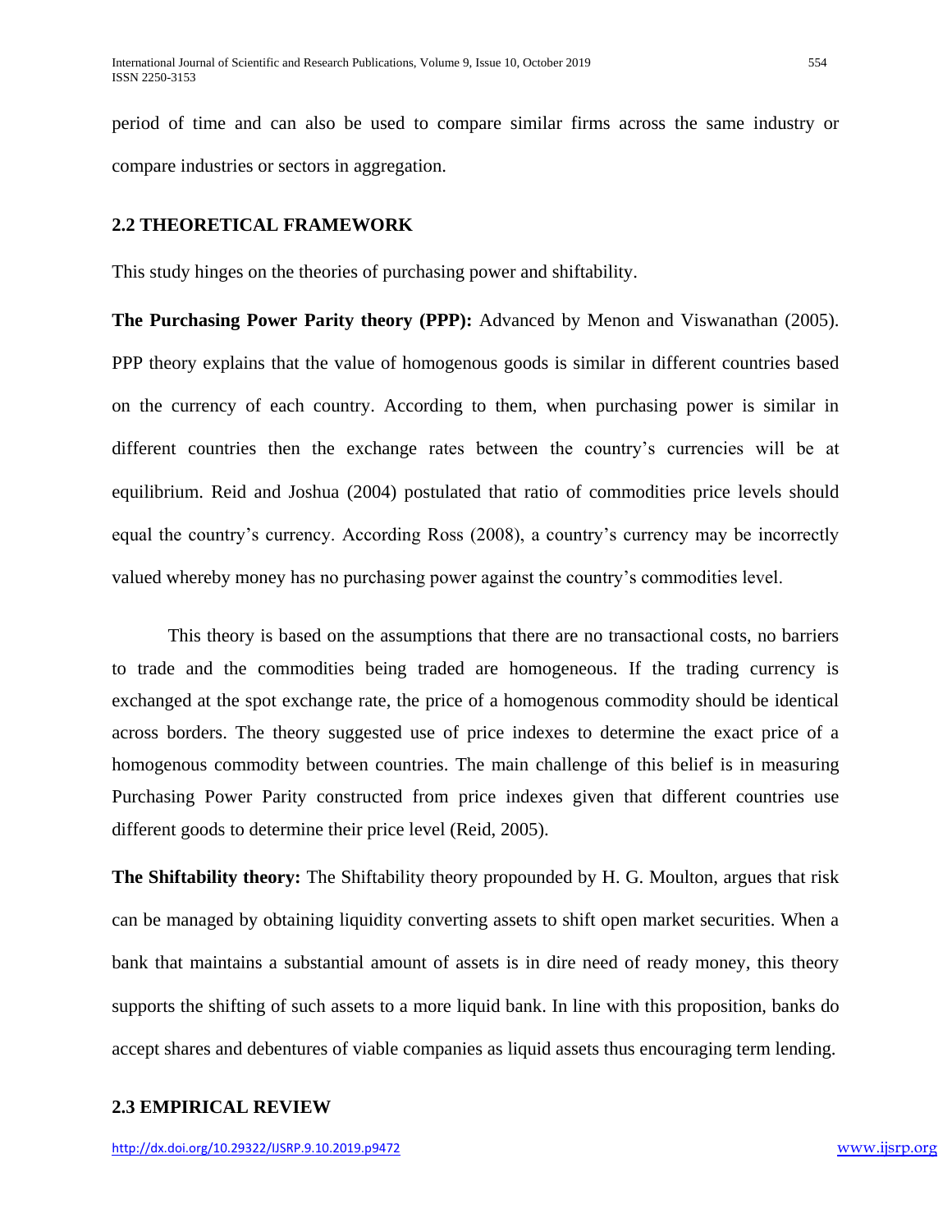period of time and can also be used to compare similar firms across the same industry or compare industries or sectors in aggregation.

### 2.2 THEORETICAL FRAMEWORK

This study hinges on the theories of purchasing power and shiftability.

**The Purchasing Power Parity theory (PPP):** Advanced by Menon and Viswanathan (2005). PPP theory explains that the value of homogenous goods is similar in different countries based on the currency of each country. According to them, when purchasing power is similar in different countries then the exchange rates between the country's currencies will be at equilibrium. Reid and Joshua (2004) postulated that ratio of commodities price levels should equal the country's currency. According Ross (2008), a country's currency may be incorrectly valued whereby money has no purchasing power against the country's commodities level.

This theory is based on the assumptions that there are no transactional costs, no barriers to trade and the commodities being traded are homogeneous. If the trading currency is exchanged at the spot exchange rate, the price of a homogenous commodity should be identical across borders. The theory suggested use of price indexes to determine the exact price of a homogenous commodity between countries. The main challenge of this belief is in measuring Purchasing Power Parity constructed from price indexes given that different countries use different goods to determine their price level (Reid, 2005).

**The Shiftability theory:** The Shiftability theory propounded by H. G. Moulton, argues that risk can be managed by obtaining liquidity converting assets to shift open market securities. When a bank that maintains a substantial amount of assets is in dire need of ready money, this theory supports the shifting of such assets to a more liquid bank. In line with this proposition, banks do accept shares and debentures of viable companies as liquid assets thus encouraging term lending.

### 2.3 EMPIRICAL REVIEW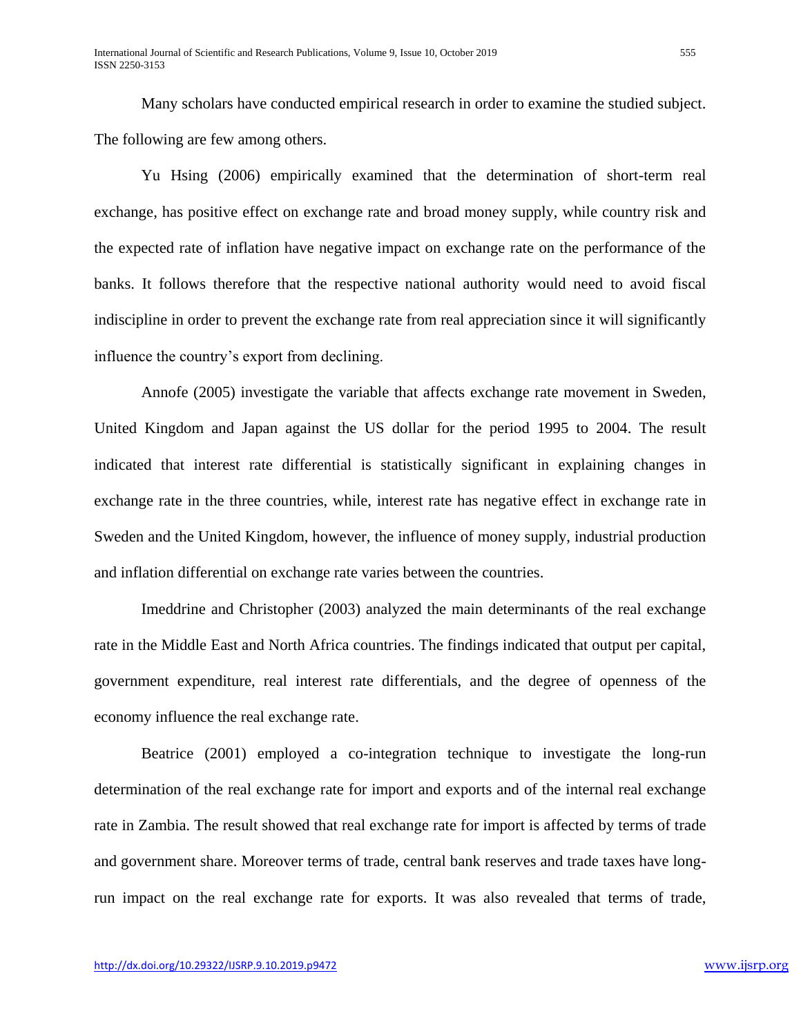Many scholars have conducted empirical research in order to examine the studied subject. The following are few among others.

Yu Hsing (2006) empirically examined that the determination of short-term real exchange, has positive effect on exchange rate and broad money supply, while country risk and the expected rate of inflation have negative impact on exchange rate on the performance of the banks. It follows therefore that the respective national authority would need to avoid fiscal indiscipline in order to prevent the exchange rate from real appreciation since it will significantly influence the country's export from declining.

Annofe (2005) investigate the variable that affects exchange rate movement in Sweden, United Kingdom and Japan against the US dollar for the period 1995 to 2004. The result indicated that interest rate differential is statistically significant in explaining changes in exchange rate in the three countries, while, interest rate has negative effect in exchange rate in Sweden and the United Kingdom, however, the influence of money supply, industrial production and inflation differential on exchange rate varies between the countries.

Imeddrine and Christopher (2003) analyzed the main determinants of the real exchange rate in the Middle East and North Africa countries. The findings indicated that output per capital, government expenditure, real interest rate differentials, and the degree of openness of the economy influence the real exchange rate.

Beatrice (2001) employed a co-integration technique to investigate the long-run determination of the real exchange rate for import and exports and of the internal real exchange rate in Zambia. The result showed that real exchange rate for import is affected by terms of trade and government share. Moreover terms of trade, central bank reserves and trade taxes have long-run impact on the real exchange rate for exports. It was also revealed that terms of trade,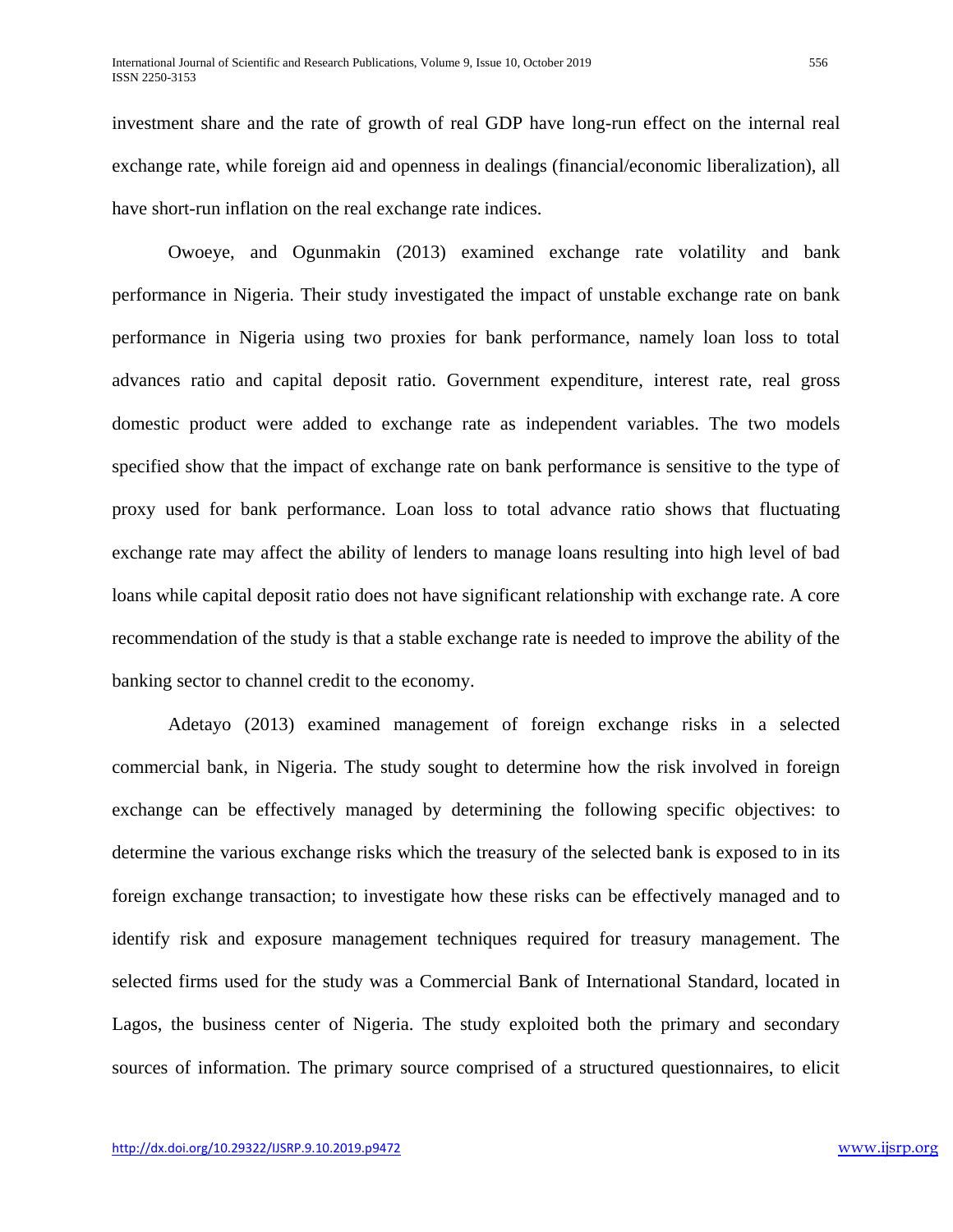investment share and the rate of growth of real GDP have long-run effect on the internal real exchange rate, while foreign aid and openness in dealings (financial/economic liberalization), all have short-run inflation on the real exchange rate indices.

Owoeye, and Ogunmakin (2013) examined exchange rate volatility and bank performance in Nigeria. Their study investigated the impact of unstable exchange rate on bank performance in Nigeria using two proxies for bank performance, namely loan loss to total advances ratio and capital deposit ratio. Government expenditure, interest rate, real gross domestic product were added to exchange rate as independent variables. The two models specified show that the impact of exchange rate on bank performance is sensitive to the type of proxy used for bank performance. Loan loss to total advance ratio shows that fluctuating exchange rate may affect the ability of lenders to manage loans resulting into high level of bad loans while capital deposit ratio does not have significant relationship with exchange rate. A core recommendation of the study is that a stable exchange rate is needed to improve the ability of the banking sector to channel credit to the economy.

Adetayo (2013) examined management of foreign exchange risks in a selected commercial bank, in Nigeria. The study sought to determine how the risk involved in foreign exchange can be effectively managed by determining the following specific objectives: to determine the various exchange risks which the treasury of the selected bank is exposed to in its foreign exchange transaction; to investigate how these risks can be effectively managed and to identify risk and exposure management techniques required for treasury management. The selected firms used for the study was a Commercial Bank of International Standard, located in Lagos, the business center of Nigeria. The study exploited both the primary and secondary sources of information. The primary source comprised of a structured questionnaires, to elicit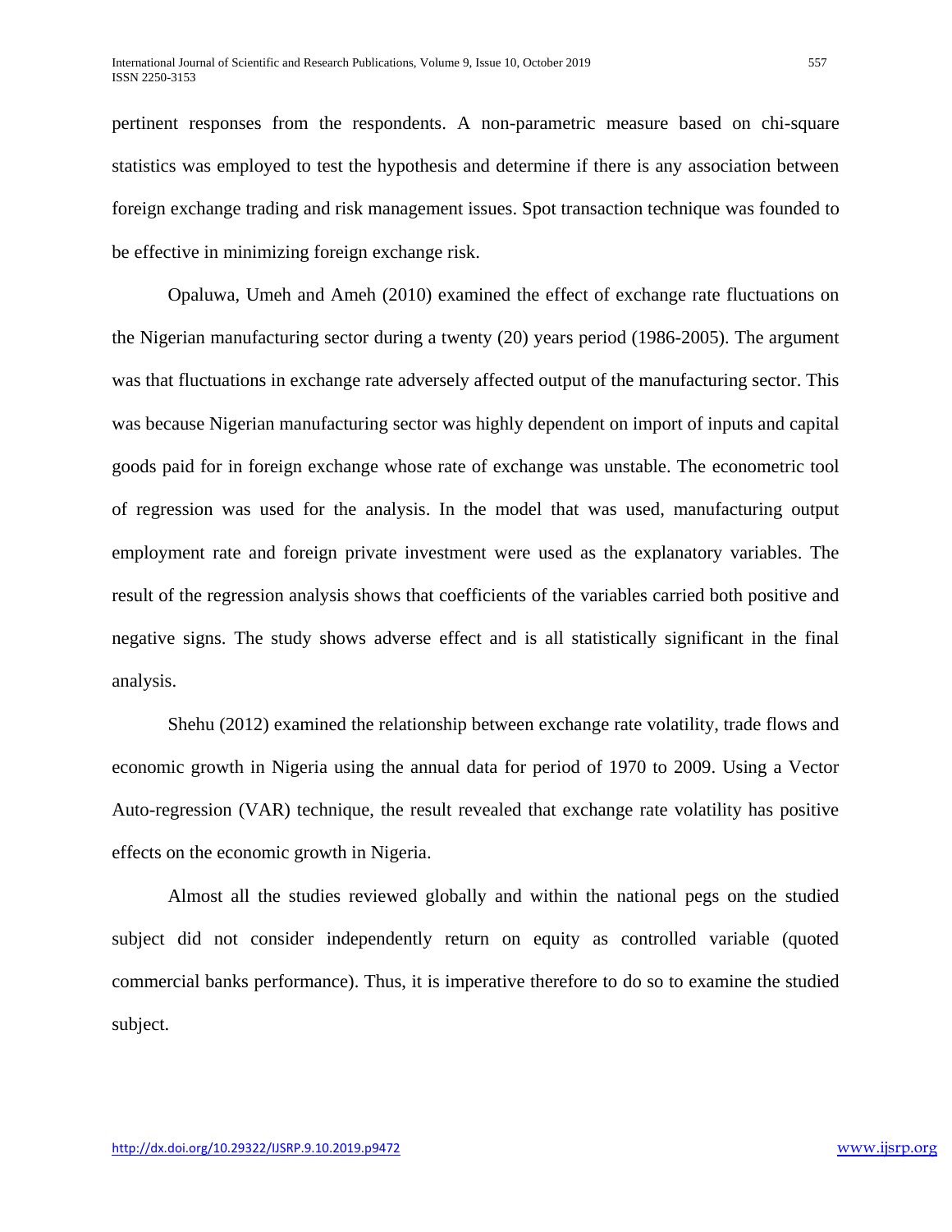pertinent responses from the respondents. A non-parametric measure based on chi-square statistics was employed to test the hypothesis and determine if there is any association between foreign exchange trading and risk management issues. Spot transaction technique was founded to be effective in minimizing foreign exchange risk.

Opaluwa, Umeh and Ameh (2010) examined the effect of exchange rate fluctuations on the Nigerian manufacturing sector during a twenty (20) years period (1986-2005). The argument was that fluctuations in exchange rate adversely affected output of the manufacturing sector. This was because Nigerian manufacturing sector was highly dependent on import of inputs and capital goods paid for in foreign exchange whose rate of exchange was unstable. The econometric tool of regression was used for the analysis. In the model that was used, manufacturing output employment rate and foreign private investment were used as the explanatory variables. The result of the regression analysis shows that coefficients of the variables carried both positive and negative signs. The study shows adverse effect and is all statistically significant in the final analysis.

Shehu (2012) examined the relationship between exchange rate volatility, trade flows and economic growth in Nigeria using the annual data for period of 1970 to 2009. Using a Vector Auto-regression (VAR) technique, the result revealed that exchange rate volatility has positive effects on the economic growth in Nigeria.

Almost all the studies reviewed globally and within the national pegs on the studied subject did not consider independently return on equity as controlled variable (quoted commercial banks performance). Thus, it is imperative therefore to do so to examine the studied subject.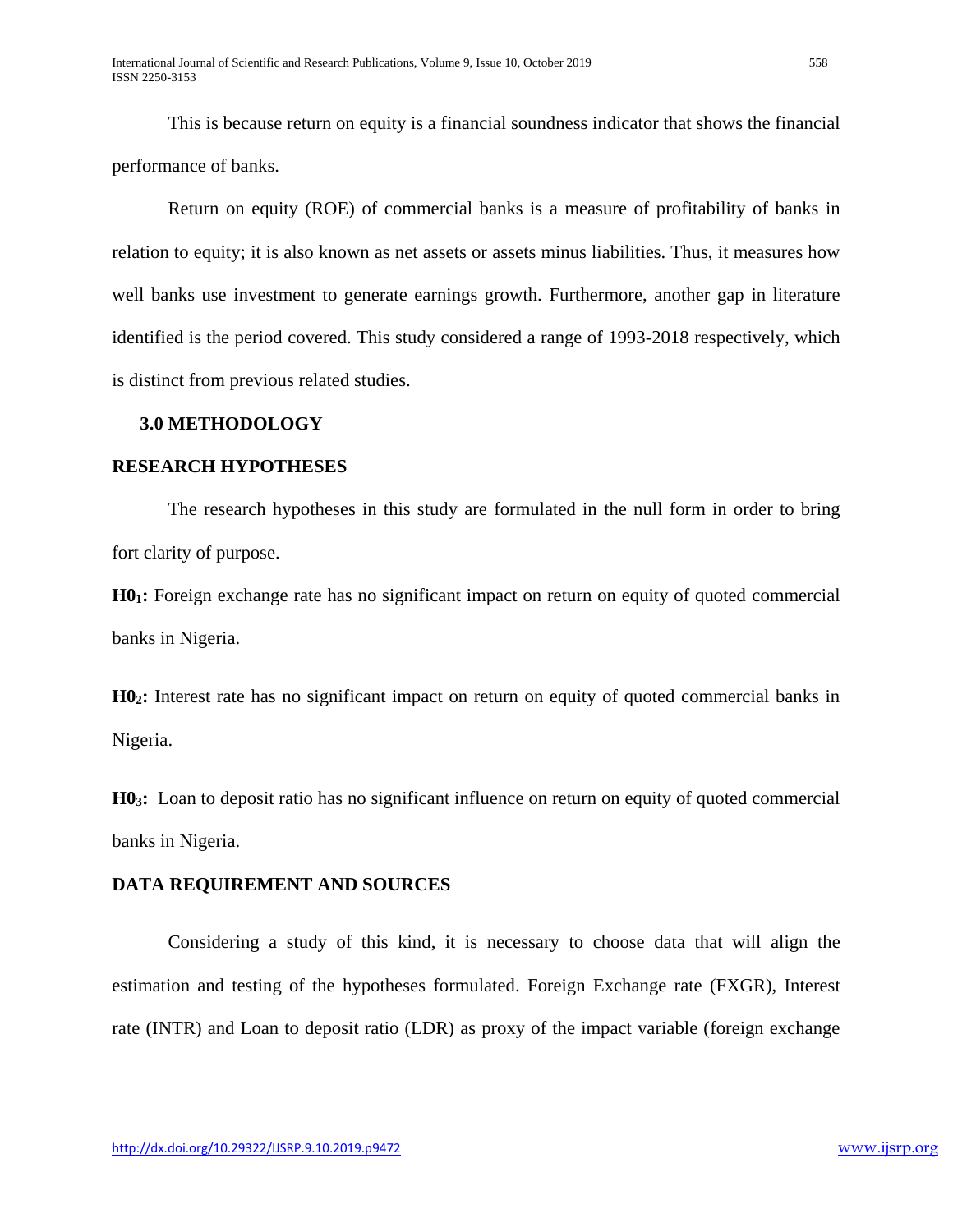This is because return on equity is a financial soundness indicator that shows the financial performance of banks.

Return on equity (ROE) of commercial banks is a measure of profitability of banks in relation to equity; it is also known as net assets or assets minus liabilities. Thus, it measures how well banks use investment to generate earnings growth. Furthermore, another gap in literature identified is the period covered. This study considered a range of 1993-2018 respectively, which is distinct from previous related studies.

## 3.0 METHODOLOGY

### RESEARCH HYPOTHESES

The research hypotheses in this study are formulated in the null form in order to bring fort clarity of purpose.

**$H0_1$:** Foreign exchange rate has no significant impact on return on equity of quoted commercial banks in Nigeria.

**$H0_2$:** Interest rate has no significant impact on return on equity of quoted commercial banks in Nigeria.

**$H0_3$:** Loan to deposit ratio has no significant influence on return on equity of quoted commercial banks in Nigeria.

### DATA REQUIREMENT AND SOURCES

Considering a study of this kind, it is necessary to choose data that will align the estimation and testing of the hypotheses formulated. Foreign Exchange rate (FXGR), Interest rate (INTR) and Loan to deposit ratio (LDR) as proxy of the impact variable (foreign exchange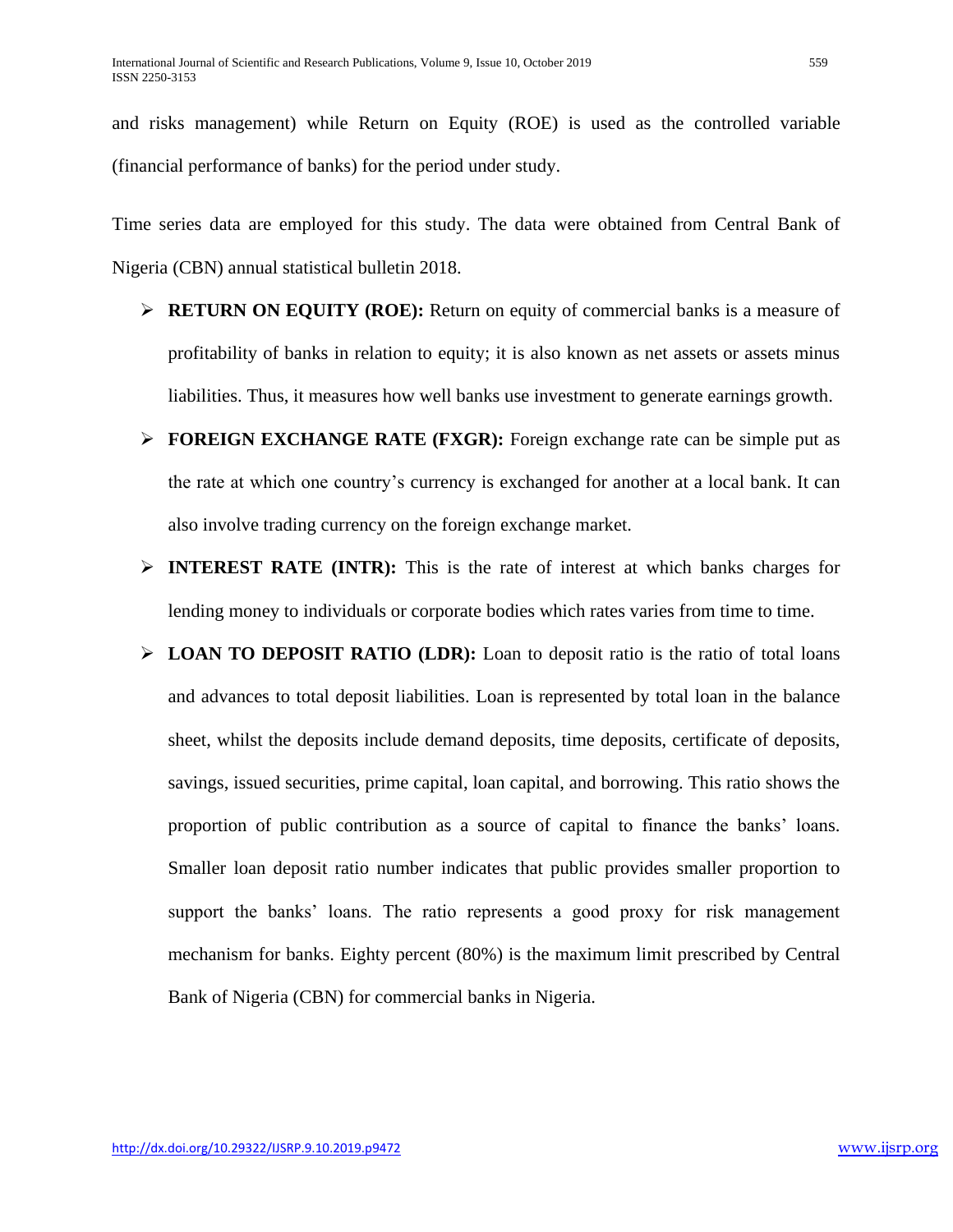and risks management) while Return on Equity (ROE) is used as the controlled variable (financial performance of banks) for the period under study.

Time series data are employed for this study. The data were obtained from Central Bank of Nigeria (CBN) annual statistical bulletin 2018.

- **RETURN ON EQUITY (ROE):** Return on equity of commercial banks is a measure of profitability of banks in relation to equity; it is also known as net assets or assets minus liabilities. Thus, it measures how well banks use investment to generate earnings growth.
- **FOREIGN EXCHANGE RATE (FXGR):** Foreign exchange rate can be simple put as the rate at which one country's currency is exchanged for another at a local bank. It can also involve trading currency on the foreign exchange market.
- **INTEREST RATE (INTR):** This is the rate of interest at which banks charges for lending money to individuals or corporate bodies which rates varies from time to time.
- **LOAN TO DEPOSIT RATIO (LDR):** Loan to deposit ratio is the ratio of total loans and advances to total deposit liabilities. Loan is represented by total loan in the balance sheet, whilst the deposits include demand deposits, time deposits, certificate of deposits, savings, issued securities, prime capital, loan capital, and borrowing. This ratio shows the proportion of public contribution as a source of capital to finance the banks' loans. Smaller loan deposit ratio number indicates that public provides smaller proportion to support the banks' loans. The ratio represents a good proxy for risk management mechanism for banks. Eighty percent (80%) is the maximum limit prescribed by Central Bank of Nigeria (CBN) for commercial banks in Nigeria.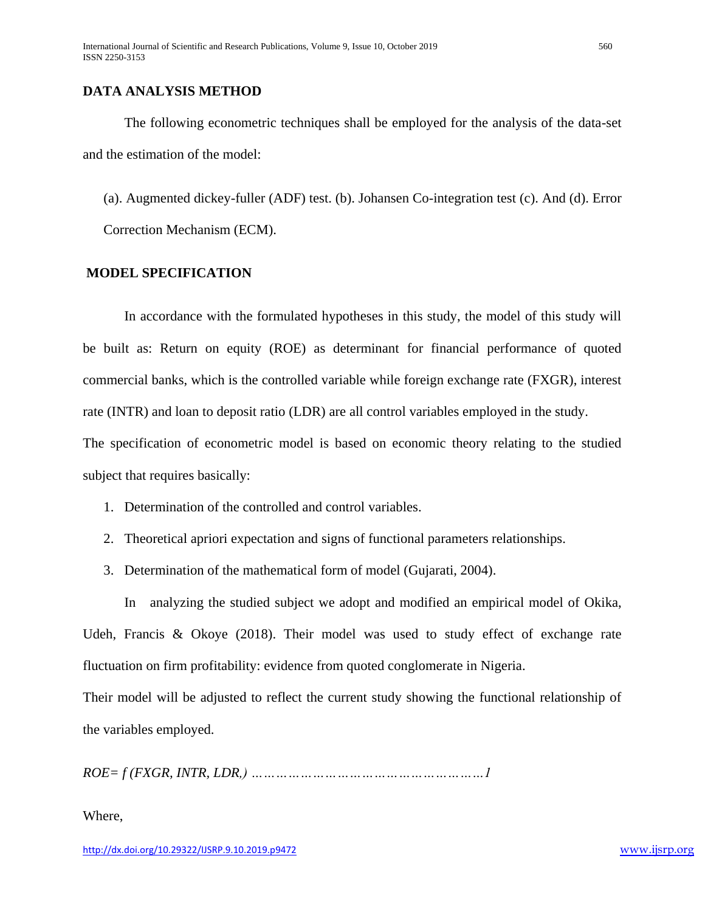## DATA ANALYSIS METHOD

The following econometric techniques shall be employed for the analysis of the data-set and the estimation of the model:

(a). Augmented dickey-fuller (ADF) test. (b). Johansen Co-integration test (c). And (d). Error Correction Mechanism (ECM).

## MODEL SPECIFICATION

In accordance with the formulated hypotheses in this study, the model of this study will be built as: Return on equity (ROE) as determinant for financial performance of quoted commercial banks, which is the controlled variable while foreign exchange rate (FXGR), interest rate (INTR) and loan to deposit ratio (LDR) are all control variables employed in the study.

The specification of econometric model is based on economic theory relating to the studied subject that requires basically:

1. Determination of the controlled and control variables.
2. Theoretical apriori expectation and signs of functional parameters relationships.
3. Determination of the mathematical form of model (Gujarati, 2004).

In analyzing the studied subject we adopt and modified an empirical model of Okika, Udeh, Francis & Okoye (2018). Their model was used to study effect of exchange rate fluctuation on firm profitability: evidence from quoted conglomerate in Nigeria.

Their model will be adjusted to reflect the current study showing the functional relationship of the variables employed.

*ROE= f (FXGR, INTR, LDR,) ………………………………………………1*

Where,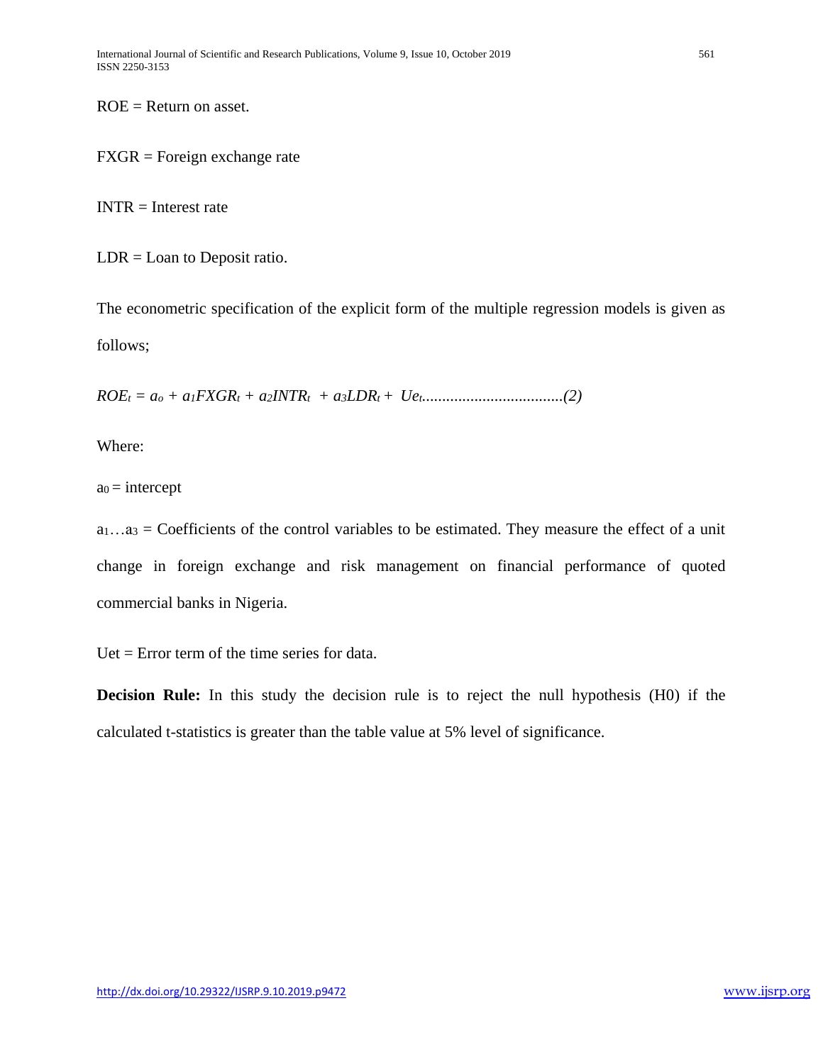ROE = Return on asset.

FXGR = Foreign exchange rate

INTR = Interest rate

LDR = Loan to Deposit ratio.

The econometric specification of the explicit form of the multiple regression models is given as follows;

$$ROE_t = a_o + a_1FXGR_t + a_2INTR_t + a_3LDR_t + Ue_t \text{..................................}(2)$$

Where:

$a_0$ = intercept

$a_1 \ldots a_3$ = Coefficients of the control variables to be estimated. They measure the effect of a unit change in foreign exchange and risk management on financial performance of quoted commercial banks in Nigeria.

Uet = Error term of the time series for data.

**Decision Rule:** In this study the decision rule is to reject the null hypothesis (H0) if the calculated t-statistics is greater than the table value at 5% level of significance.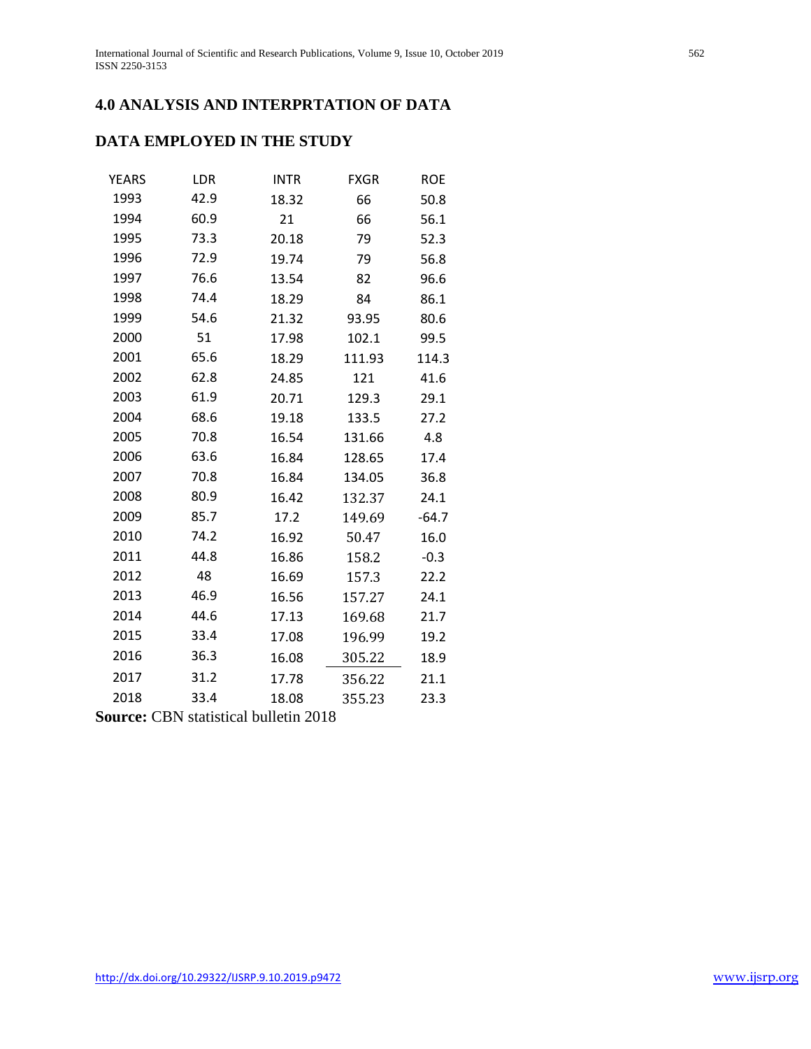## 4.0 ANALYSIS AND INTERPRTATION OF DATA

### DATA EMPLOYED IN THE STUDY

| YEARS | LDR | INTR | FXGR | ROE |
|---|---|---|---|---|
| 1993 | 42.9 | 18.32 | 66 | 50.8 |
| 1994 | 60.9 | 21 | 66 | 56.1 |
| 1995 | 73.3 | 20.18 | 79 | 52.3 |
| 1996 | 72.9 | 19.74 | 79 | 56.8 |
| 1997 | 76.6 | 13.54 | 82 | 96.6 |
| 1998 | 74.4 | 18.29 | 84 | 86.1 |
| 1999 | 54.6 | 21.32 | 93.95 | 80.6 |
| 2000 | 51 | 17.98 | 102.1 | 99.5 |
| 2001 | 65.6 | 18.29 | 111.93 | 114.3 |
| 2002 | 62.8 | 24.85 | 121 | 41.6 |
| 2003 | 61.9 | 20.71 | 129.3 | 29.1 |
| 2004 | 68.6 | 19.18 | 133.5 | 27.2 |
| 2005 | 70.8 | 16.54 | 131.66 | 4.8 |
| 2006 | 63.6 | 16.84 | 128.65 | 17.4 |
| 2007 | 70.8 | 16.84 | 134.05 | 36.8 |
| 2008 | 80.9 | 16.42 | 132.37 | 24.1 |
| 2009 | 85.7 | 17.2 | 149.69 | -64.7 |
| 2010 | 74.2 | 16.92 | 50.47 | 16.0 |
| 2011 | 44.8 | 16.86 | 158.2 | -0.3 |
| 2012 | 48 | 16.69 | 157.3 | 22.2 |
| 2013 | 46.9 | 16.56 | 157.27 | 24.1 |
| 2014 | 44.6 | 17.13 | 169.68 | 21.7 |
| 2015 | 33.4 | 17.08 | 196.99 | 19.2 |
| 2016 | 36.3 | 16.08 | 305.22 | 18.9 |
| 2017 | 31.2 | 17.78 | 356.22 | 21.1 |
| 2018 | 33.4 | 18.08 | 355.23 | 23.3 |

**Source:** CBN statistical bulletin 2018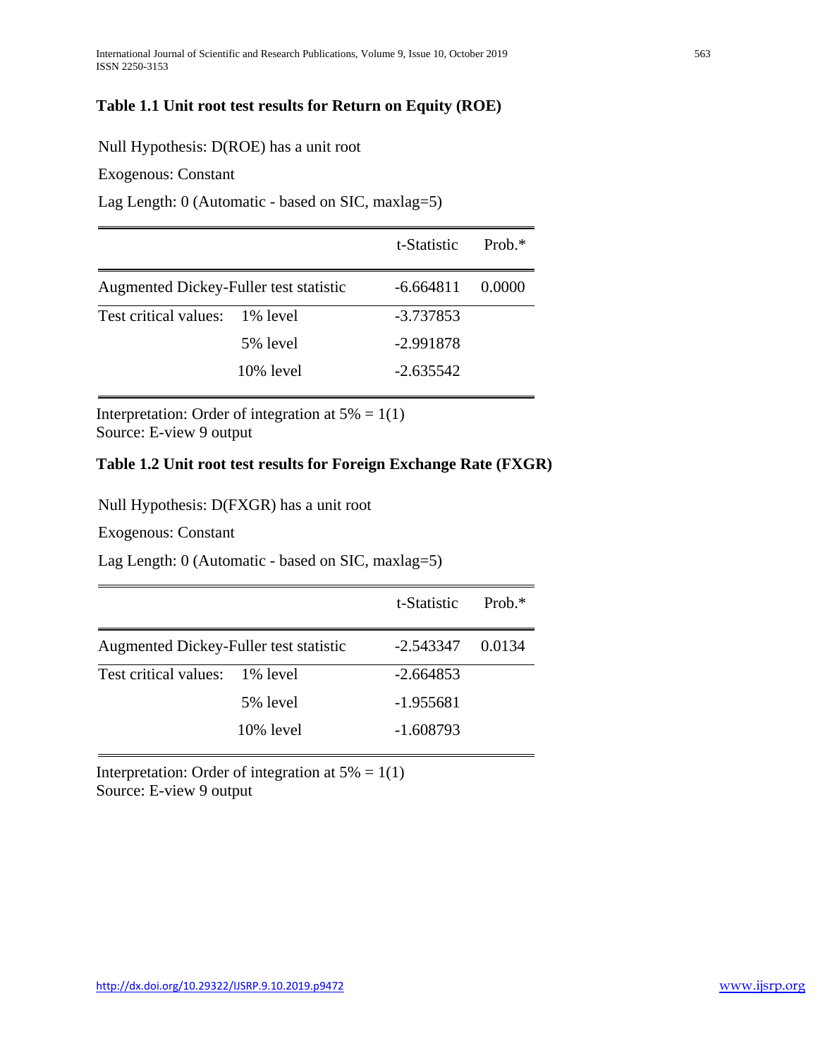**Table 1.1 Unit root test results for Return on Equity (ROE)**

Null Hypothesis: D(ROE) has a unit root

Exogenous: Constant

Lag Length: 0 (Automatic - based on SIC, maxlag=5)

| | | t-Statistic | Prob.* |
|---|---|---|---|
| Augmented Dickey-Fuller test statistic | | -6.664811 | 0.0000 |
| Test critical values: | 1% level | -3.737853 | |
| | 5% level | -2.991878 | |
| | 10% level | -2.635542 | |

Interpretation: Order of integration at 5% = 1(1)
Source: E-view 9 output

**Table 1.2 Unit root test results for Foreign Exchange Rate (FXGR)**

Null Hypothesis: D(FXGR) has a unit root

Exogenous: Constant

Lag Length: 0 (Automatic - based on SIC, maxlag=5)

| | | t-Statistic | Prob.* |
|---|---|---|---|
| Augmented Dickey-Fuller test statistic | | -2.543347 | 0.0134 |
| Test critical values: | 1% level | -2.664853 | |
| | 5% level | -1.955681 | |
| | 10% level | -1.608793 | |

Interpretation: Order of integration at 5% = 1(1)
Source: E-view 9 output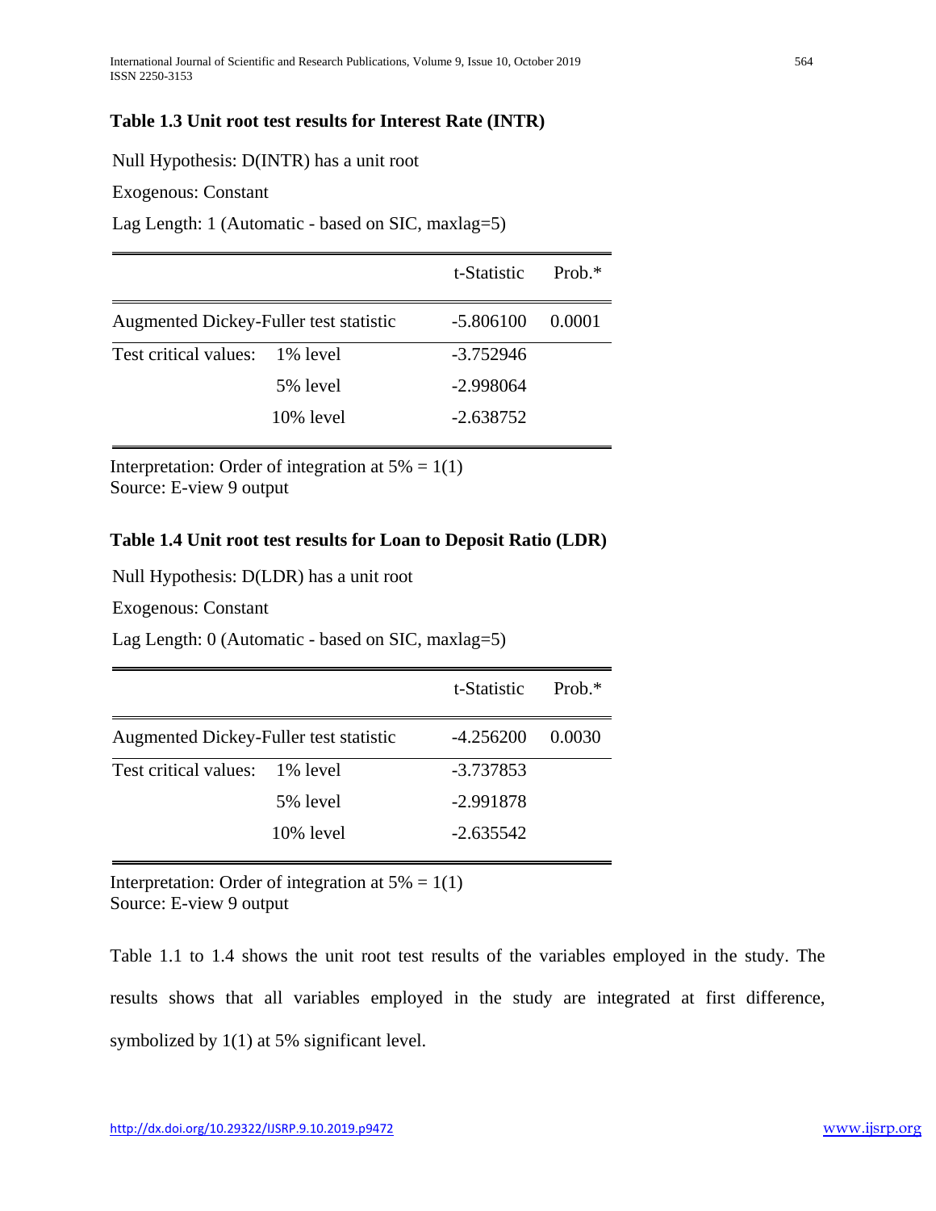**Table 1.3 Unit root test results for Interest Rate (INTR)**

Null Hypothesis: D(INTR) has a unit root

Exogenous: Constant

Lag Length: 1 (Automatic - based on SIC, maxlag=5)

| | | t-Statistic | Prob.* |
|---|---|---|---|
| Augmented Dickey-Fuller test statistic | | -5.806100 | 0.0001 |
| Test critical values: | 1% level | -3.752946 | |
| | 5% level | -2.998064 | |
| | 10% level | -2.638752 | |

Interpretation: Order of integration at 5% = 1(1)
Source: E-view 9 output

**Table 1.4 Unit root test results for Loan to Deposit Ratio (LDR)**

Null Hypothesis: D(LDR) has a unit root

Exogenous: Constant

Lag Length: 0 (Automatic - based on SIC, maxlag=5)

| | | t-Statistic | Prob.* |
|---|---|---|---|
| Augmented Dickey-Fuller test statistic | | -4.256200 | 0.0030 |
| Test critical values: | 1% level | -3.737853 | |
| | 5% level | -2.991878 | |
| | 10% level | -2.635542 | |

Interpretation: Order of integration at 5% = 1(1)
Source: E-view 9 output

Table 1.1 to 1.4 shows the unit root test results of the variables employed in the study. The results shows that all variables employed in the study are integrated at first difference, symbolized by 1(1) at 5% significant level.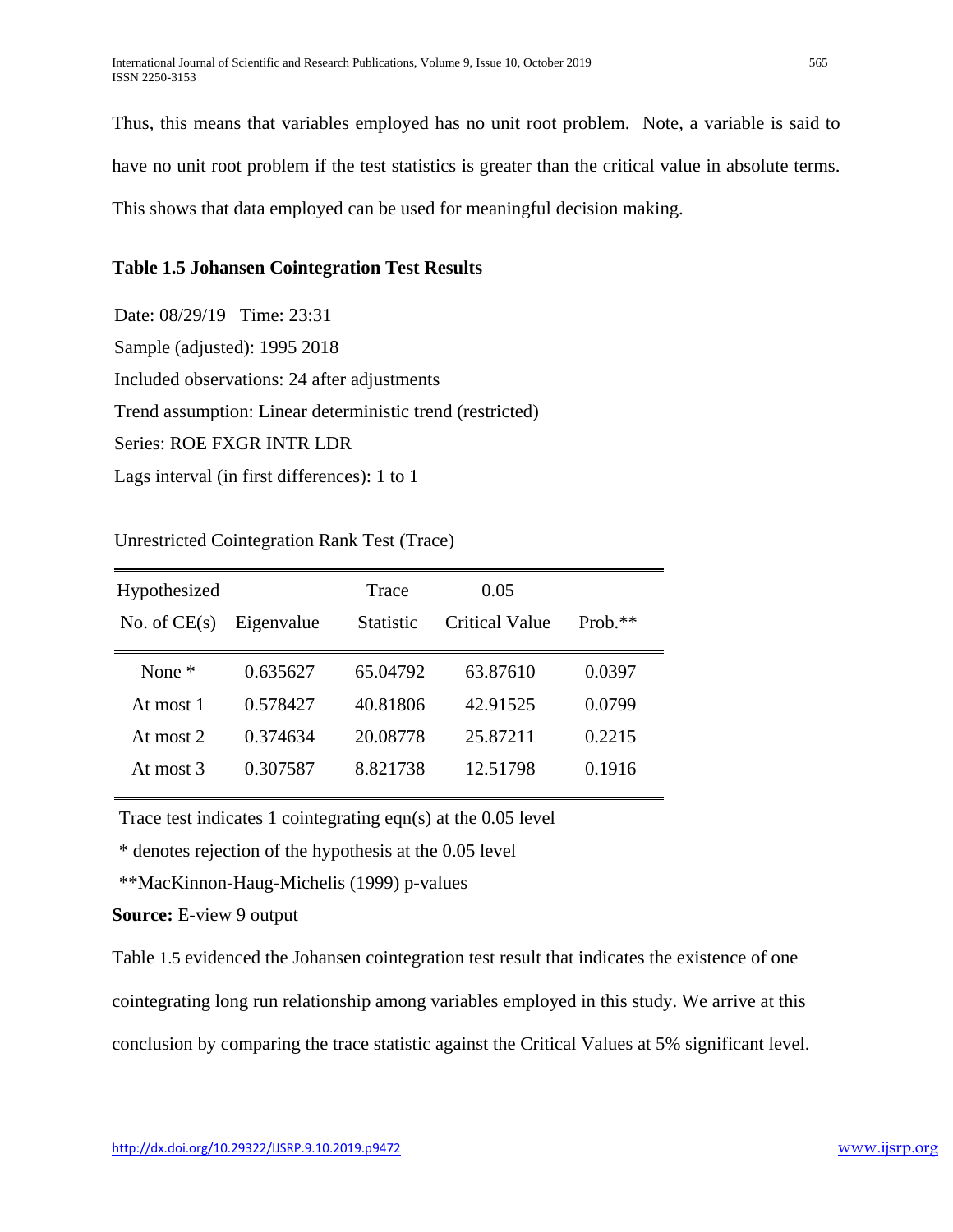Thus, this means that variables employed has no unit root problem. Note, a variable is said to have no unit root problem if the test statistics is greater than the critical value in absolute terms. This shows that data employed can be used for meaningful decision making.

**Table 1.5 Johansen Cointegration Test Results**

Date: 08/29/19 Time: 23:31
Sample (adjusted): 1995 2018
Included observations: 24 after adjustments
Trend assumption: Linear deterministic trend (restricted)
Series: ROE FXGR INTR LDR
Lags interval (in first differences): 1 to 1

Unrestricted Cointegration Rank Test (Trace)

| Hypothesized No. of CE(s) | Eigenvalue | Trace Statistic | 0.05 Critical Value | Prob.** |
|---|---|---|---|---|
| None * | 0.635627 | 65.04792 | 63.87610 | 0.0397 |
| At most 1 | 0.578427 | 40.81806 | 42.91525 | 0.0799 |
| At most 2 | 0.374634 | 20.08778 | 25.87211 | 0.2215 |
| At most 3 | 0.307587 | 8.821738 | 12.51798 | 0.1916 |

Trace test indicates 1 cointegrating eqn(s) at the 0.05 level

* denotes rejection of the hypothesis at the 0.05 level

**MacKinnon-Haug-Michelis (1999) p-values

**Source:** E-view 9 output

Table 1.5 evidenced the Johansen cointegration test result that indicates the existence of one cointegrating long run relationship among variables employed in this study. We arrive at this conclusion by comparing the trace statistic against the Critical Values at 5% significant level.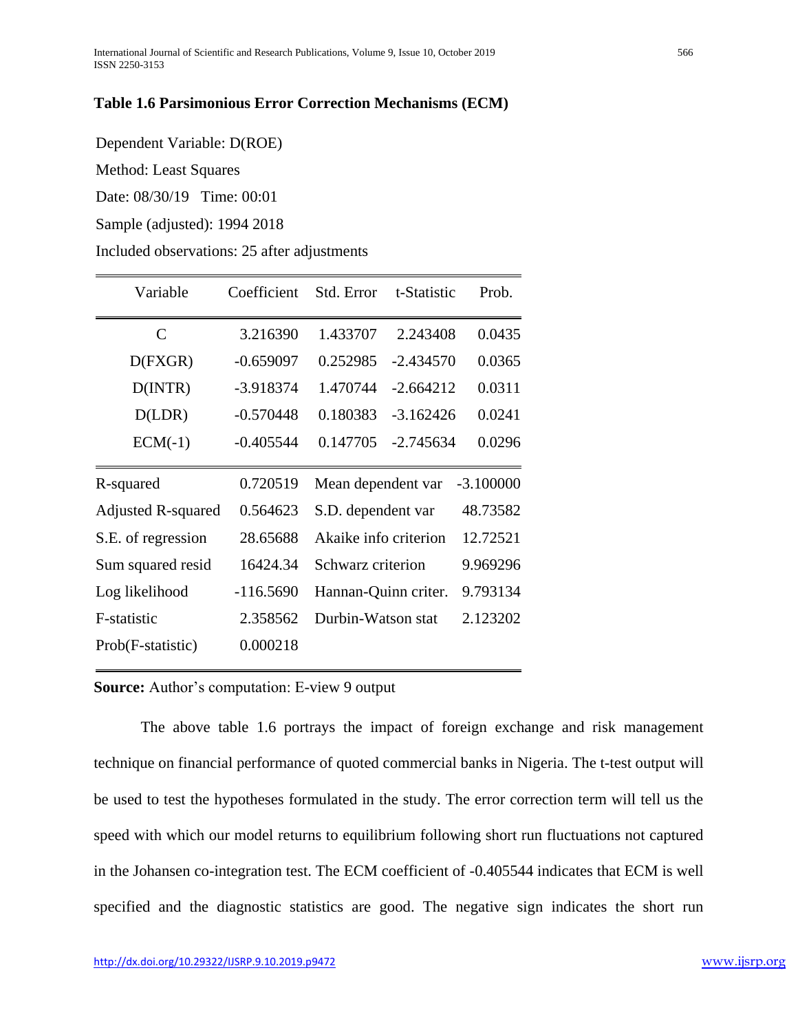**Table 1.6 Parsimonious Error Correction Mechanisms (ECM)**

Dependent Variable: D(ROE)

Method: Least Squares

Date: 08/30/19 Time: 00:01

Sample (adjusted): 1994 2018

Included observations: 25 after adjustments

| Variable | Coefficient | Std. Error | t-Statistic | Prob. |
|---|---|---|---|---|
| C | 3.216390 | 1.433707 | 2.243408 | 0.0435 |
| D(FXGR) | -0.659097 | 0.252985 | -2.434570 | 0.0365 |
| D(INTR) | -3.918374 | 1.470744 | -2.664212 | 0.0311 |
| D(LDR) | -0.570448 | 0.180383 | -3.162426 | 0.0241 |
| ECM(-1) | -0.405544 | 0.147705 | -2.745634 | 0.0296 |
| R-squared | 0.720519 | Mean dependent var | | -3.100000 |
| Adjusted R-squared | 0.564623 | S.D. dependent var | | 48.73582 |
| S.E. of regression | 28.65688 | Akaike info criterion | | 12.72521 |
| Sum squared resid | 16424.34 | Schwarz criterion | | 9.969296 |
| Log likelihood | -116.5690 | Hannan-Quinn criter. | | 9.793134 |
| F-statistic | 2.358562 | Durbin-Watson stat | | 2.123202 |
| Prob(F-statistic) | 0.000218 | | | |

**Source:** Author's computation: E-view 9 output

The above table 1.6 portrays the impact of foreign exchange and risk management technique on financial performance of quoted commercial banks in Nigeria. The t-test output will be used to test the hypotheses formulated in the study. The error correction term will tell us the speed with which our model returns to equilibrium following short run fluctuations not captured in the Johansen co-integration test. The ECM coefficient of -0.405544 indicates that ECM is well specified and the diagnostic statistics are good. The negative sign indicates the short run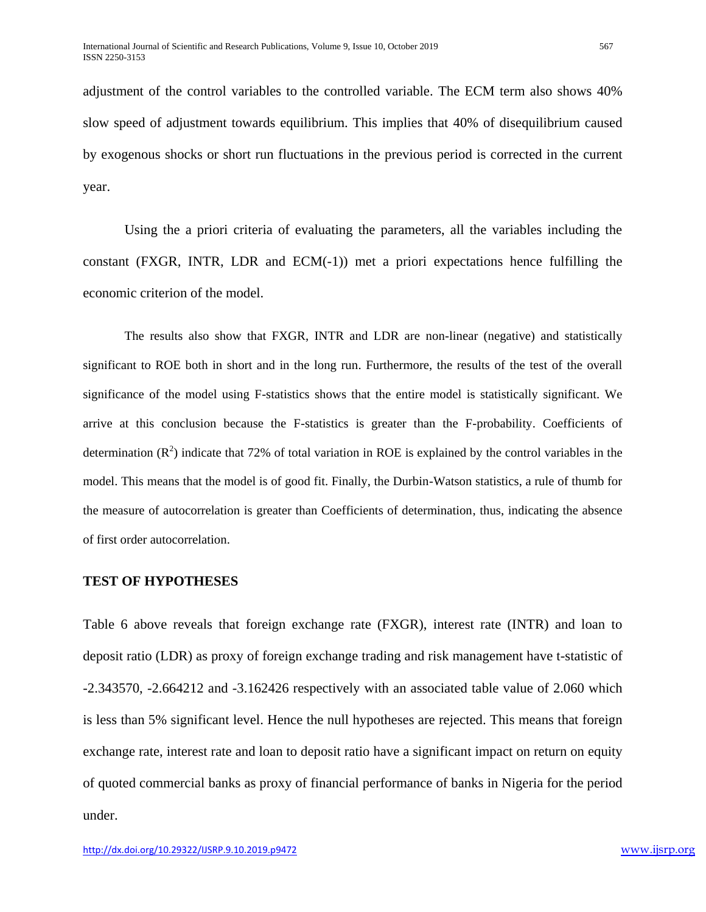adjustment of the control variables to the controlled variable. The ECM term also shows 40% slow speed of adjustment towards equilibrium. This implies that 40% of disequilibrium caused by exogenous shocks or short run fluctuations in the previous period is corrected in the current year.

Using the a priori criteria of evaluating the parameters, all the variables including the constant (FXGR, INTR, LDR and ECM(-1)) met a priori expectations hence fulfilling the economic criterion of the model.

The results also show that FXGR, INTR and LDR are non-linear (negative) and statistically significant to ROE both in short and in the long run. Furthermore, the results of the test of the overall significance of the model using F-statistics shows that the entire model is statistically significant. We arrive at this conclusion because the F-statistics is greater than the F-probability. Coefficients of determination ($R^2$) indicate that 72% of total variation in ROE is explained by the control variables in the model. This means that the model is of good fit. Finally, the Durbin-Watson statistics, a rule of thumb for the measure of autocorrelation is greater than Coefficients of determination, thus, indicating the absence of first order autocorrelation.

## TEST OF HYPOTHESES

Table 6 above reveals that foreign exchange rate (FXGR), interest rate (INTR) and loan to deposit ratio (LDR) as proxy of foreign exchange trading and risk management have t-statistic of -2.343570, -2.664212 and -3.162426 respectively with an associated table value of 2.060 which is less than 5% significant level. Hence the null hypotheses are rejected. This means that foreign exchange rate, interest rate and loan to deposit ratio have a significant impact on return on equity of quoted commercial banks as proxy of financial performance of banks in Nigeria for the period under.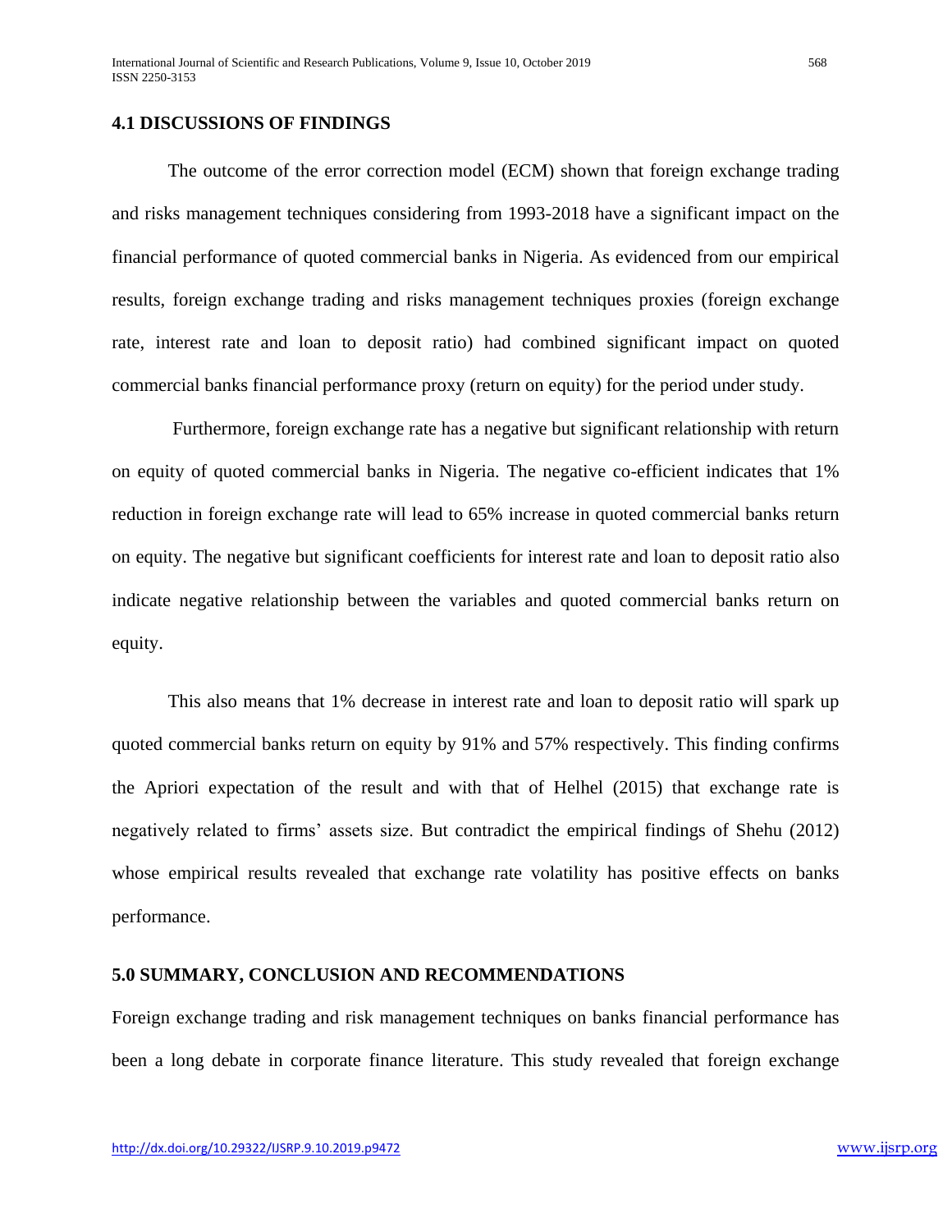## 4.1 DISCUSSIONS OF FINDINGS

The outcome of the error correction model (ECM) shown that foreign exchange trading and risks management techniques considering from 1993-2018 have a significant impact on the financial performance of quoted commercial banks in Nigeria. As evidenced from our empirical results, foreign exchange trading and risks management techniques proxies (foreign exchange rate, interest rate and loan to deposit ratio) had combined significant impact on quoted commercial banks financial performance proxy (return on equity) for the period under study.

Furthermore, foreign exchange rate has a negative but significant relationship with return on equity of quoted commercial banks in Nigeria. The negative co-efficient indicates that 1% reduction in foreign exchange rate will lead to 65% increase in quoted commercial banks return on equity. The negative but significant coefficients for interest rate and loan to deposit ratio also indicate negative relationship between the variables and quoted commercial banks return on equity.

This also means that 1% decrease in interest rate and loan to deposit ratio will spark up quoted commercial banks return on equity by 91% and 57% respectively. This finding confirms the Apriori expectation of the result and with that of Helhel (2015) that exchange rate is negatively related to firms' assets size. But contradict the empirical findings of Shehu (2012) whose empirical results revealed that exchange rate volatility has positive effects on banks performance.

## 5.0 SUMMARY, CONCLUSION AND RECOMMENDATIONS

Foreign exchange trading and risk management techniques on banks financial performance has been a long debate in corporate finance literature. This study revealed that foreign exchange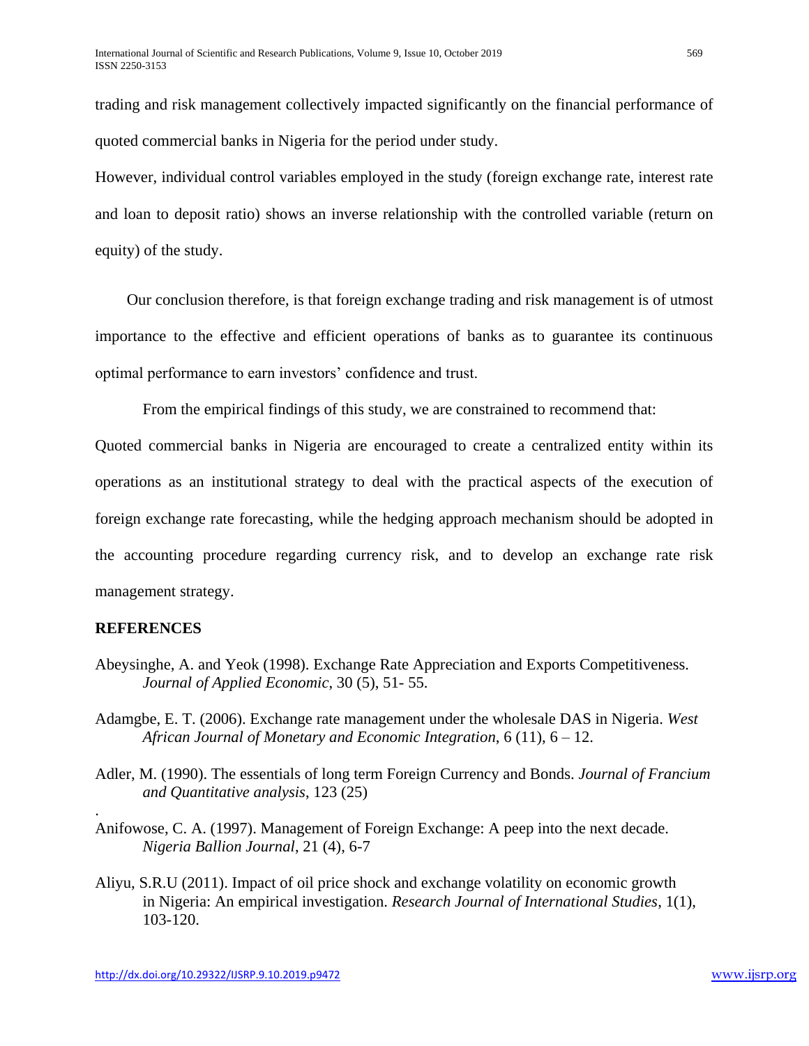trading and risk management collectively impacted significantly on the financial performance of quoted commercial banks in Nigeria for the period under study.

However, individual control variables employed in the study (foreign exchange rate, interest rate and loan to deposit ratio) shows an inverse relationship with the controlled variable (return on equity) of the study.

Our conclusion therefore, is that foreign exchange trading and risk management is of utmost importance to the effective and efficient operations of banks as to guarantee its continuous optimal performance to earn investors' confidence and trust.

From the empirical findings of this study, we are constrained to recommend that:

Quoted commercial banks in Nigeria are encouraged to create a centralized entity within its operations as an institutional strategy to deal with the practical aspects of the execution of foreign exchange rate forecasting, while the hedging approach mechanism should be adopted in the accounting procedure regarding currency risk, and to develop an exchange rate risk management strategy.

## REFERENCES

Abeysinghe, A. and Yeok (1998). Exchange Rate Appreciation and Exports Competitiveness. *Journal of Applied Economic*, 30 (5), 51- 55.

Adamgbe, E. T. (2006). Exchange rate management under the wholesale DAS in Nigeria. *West African Journal of Monetary and Economic Integration*, 6 (11), 6 – 12.

Adler, M. (1990). The essentials of long term Foreign Currency and Bonds. *Journal of Francium and Quantitative analysis*, 123 (25)

Anifowose, C. A. (1997). Management of Foreign Exchange: A peep into the next decade. *Nigeria Ballion Journal*, 21 (4), 6-7

Aliyu, S.R.U (2011). Impact of oil price shock and exchange volatility on economic growth in Nigeria: An empirical investigation. *Research Journal of International Studies*, 1(1), 103-120.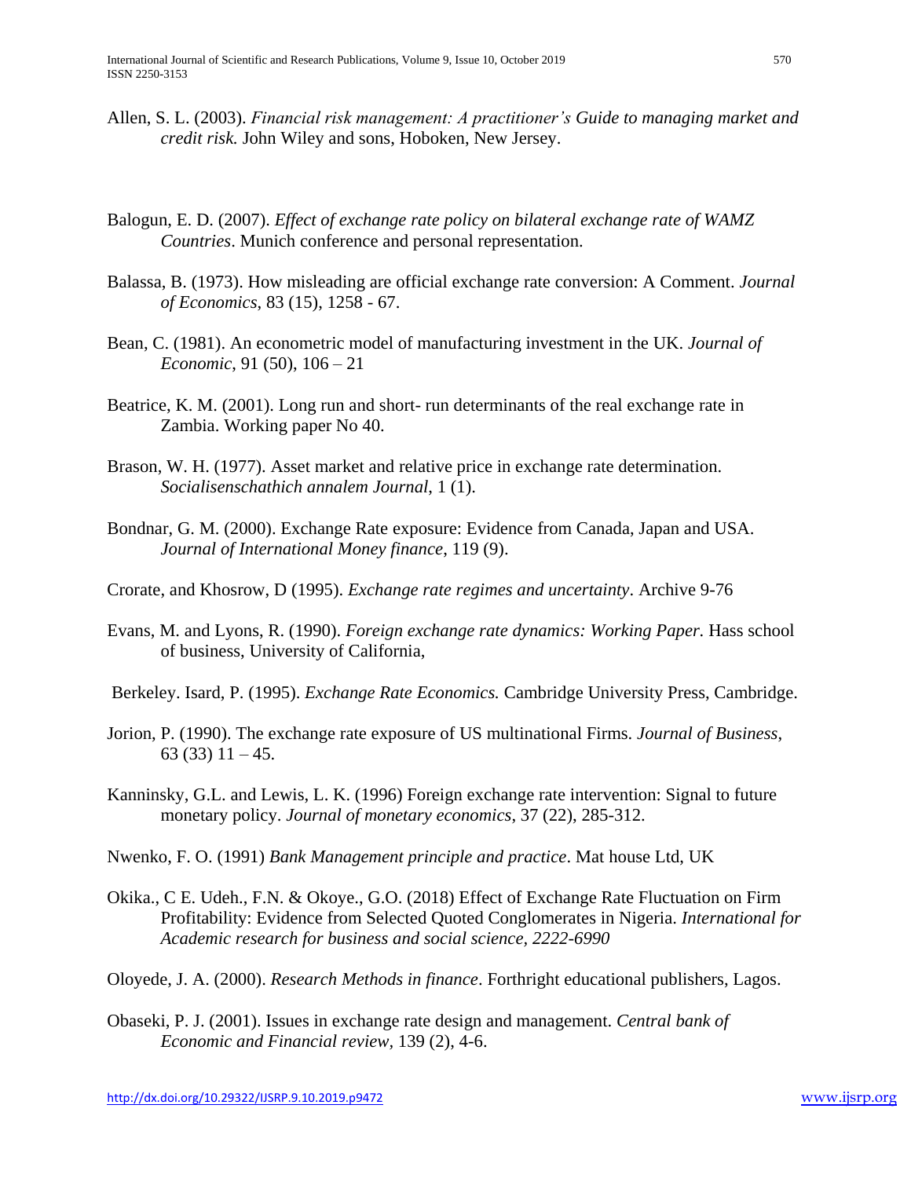Allen, S. L. (2003). *Financial risk management: A practitioner's Guide to managing market and credit risk.* John Wiley and sons, Hoboken, New Jersey.

Balogun, E. D. (2007). *Effect of exchange rate policy on bilateral exchange rate of WAMZ Countries*. Munich conference and personal representation.

Balassa, B. (1973). How misleading are official exchange rate conversion: A Comment. *Journal of Economics*, 83 (15), 1258 - 67.

Bean, C. (1981). An econometric model of manufacturing investment in the UK. *Journal of Economic*, 91 (50), 106 – 21

Beatrice, K. M. (2001). Long run and short- run determinants of the real exchange rate in Zambia. Working paper No 40.

Brason, W. H. (1977). Asset market and relative price in exchange rate determination. *Socialisenschathich annalem Journal*, 1 (1).

Bondnar, G. M. (2000). Exchange Rate exposure: Evidence from Canada, Japan and USA. *Journal of International Money finance*, 119 (9).

Crorate, and Khosrow, D (1995). *Exchange rate regimes and uncertainty*. Archive 9-76

Evans, M. and Lyons, R. (1990). *Foreign exchange rate dynamics: Working Paper.* Hass school of business, University of California,

Berkeley. Isard, P. (1995). *Exchange Rate Economics.* Cambridge University Press, Cambridge.

Jorion, P. (1990). The exchange rate exposure of US multinational Firms. *Journal of Business*, 63 (33) 11 – 45.

Kanninsky, G.L. and Lewis, L. K. (1996) Foreign exchange rate intervention: Signal to future monetary policy. *Journal of monetary economics*, 37 (22), 285-312.

Nwenko, F. O. (1991) *Bank Management principle and practice*. Mat house Ltd, UK

Okika., C E. Udeh., F.N. & Okoye., G.O. (2018) Effect of Exchange Rate Fluctuation on Firm Profitability: Evidence from Selected Quoted Conglomerates in Nigeria. *International for Academic research for business and social science, 2222-6990*

Oloyede, J. A. (2000). *Research Methods in finance*. Forthright educational publishers, Lagos.

Obaseki, P. J. (2001). Issues in exchange rate design and management. *Central bank of Economic and Financial review*, 139 (2), 4-6.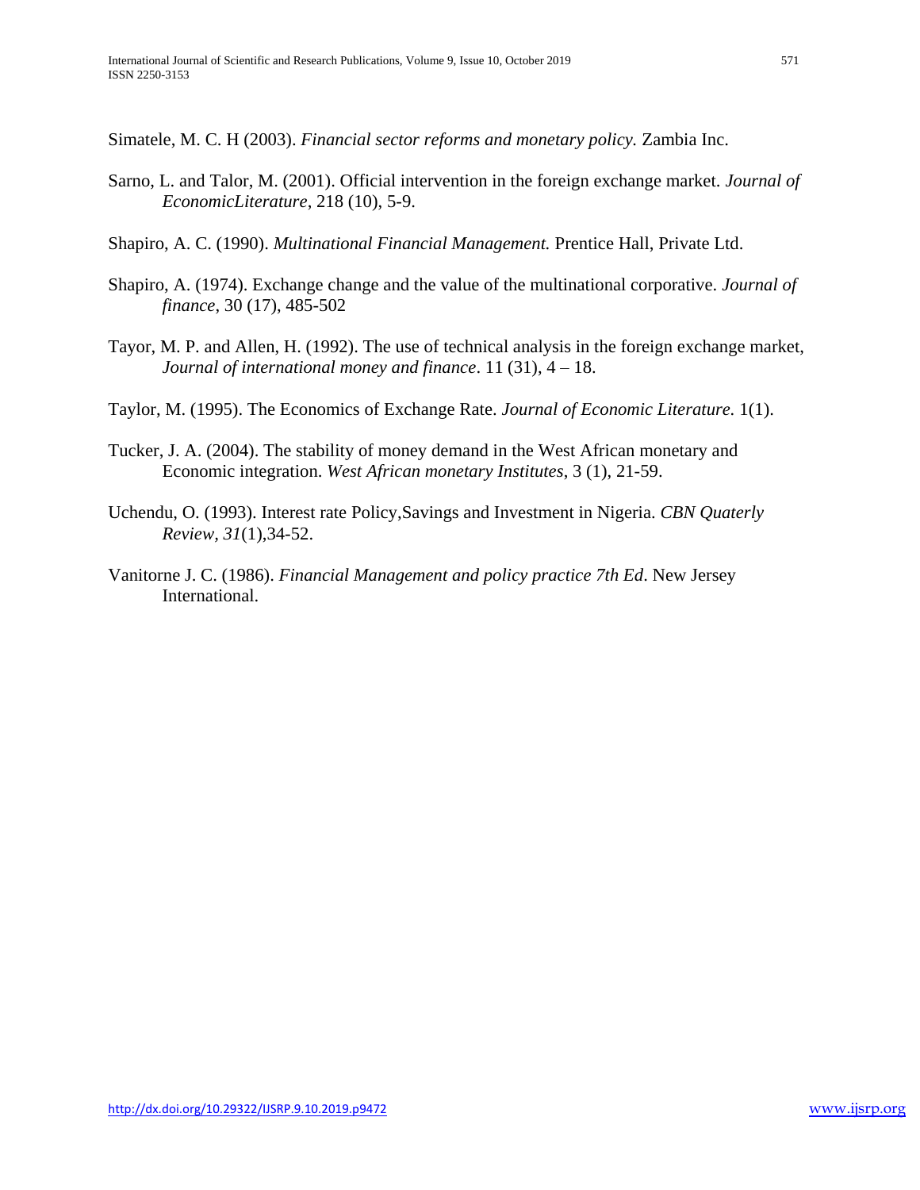Simatele, M. C. H (2003). *Financial sector reforms and monetary policy.* Zambia Inc.

Sarno, L. and Talor, M. (2001). Official intervention in the foreign exchange market. *Journal of EconomicLiterature*, 218 (10), 5-9.

Shapiro, A. C. (1990). *Multinational Financial Management.* Prentice Hall, Private Ltd.

Shapiro, A. (1974). Exchange change and the value of the multinational corporative. *Journal of finance*, 30 (17), 485-502

Tayor, M. P. and Allen, H. (1992). The use of technical analysis in the foreign exchange market, *Journal of international money and finance*. 11 (31), 4 – 18.

Taylor, M. (1995). The Economics of Exchange Rate. *Journal of Economic Literature.* 1(1).

Tucker, J. A. (2004). The stability of money demand in the West African monetary and Economic integration. *West African monetary Institutes*, 3 (1), 21-59.

Uchendu, O. (1993). Interest rate Policy,Savings and Investment in Nigeria. *CBN Quaterly Review, 31*(1),34-52.

Vanitorne J. C. (1986). *Financial Management and policy practice 7th Ed*. New Jersey International.